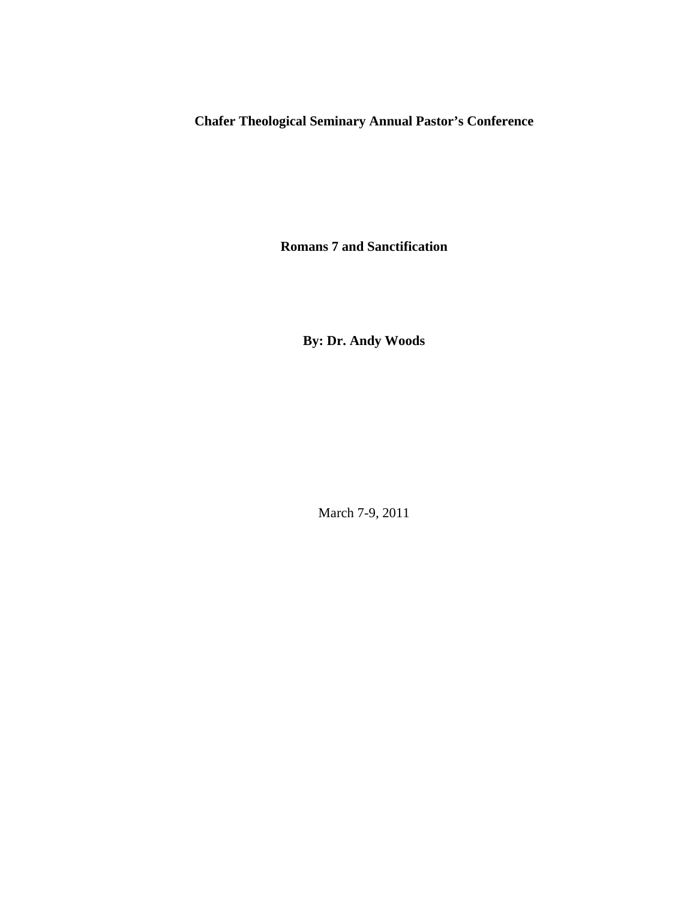**Chafer Theological Seminary Annual Pastor's Conference**

# Romans 7 and Sanctification

**By: Dr. Andy Woods**

March 7-9, 2011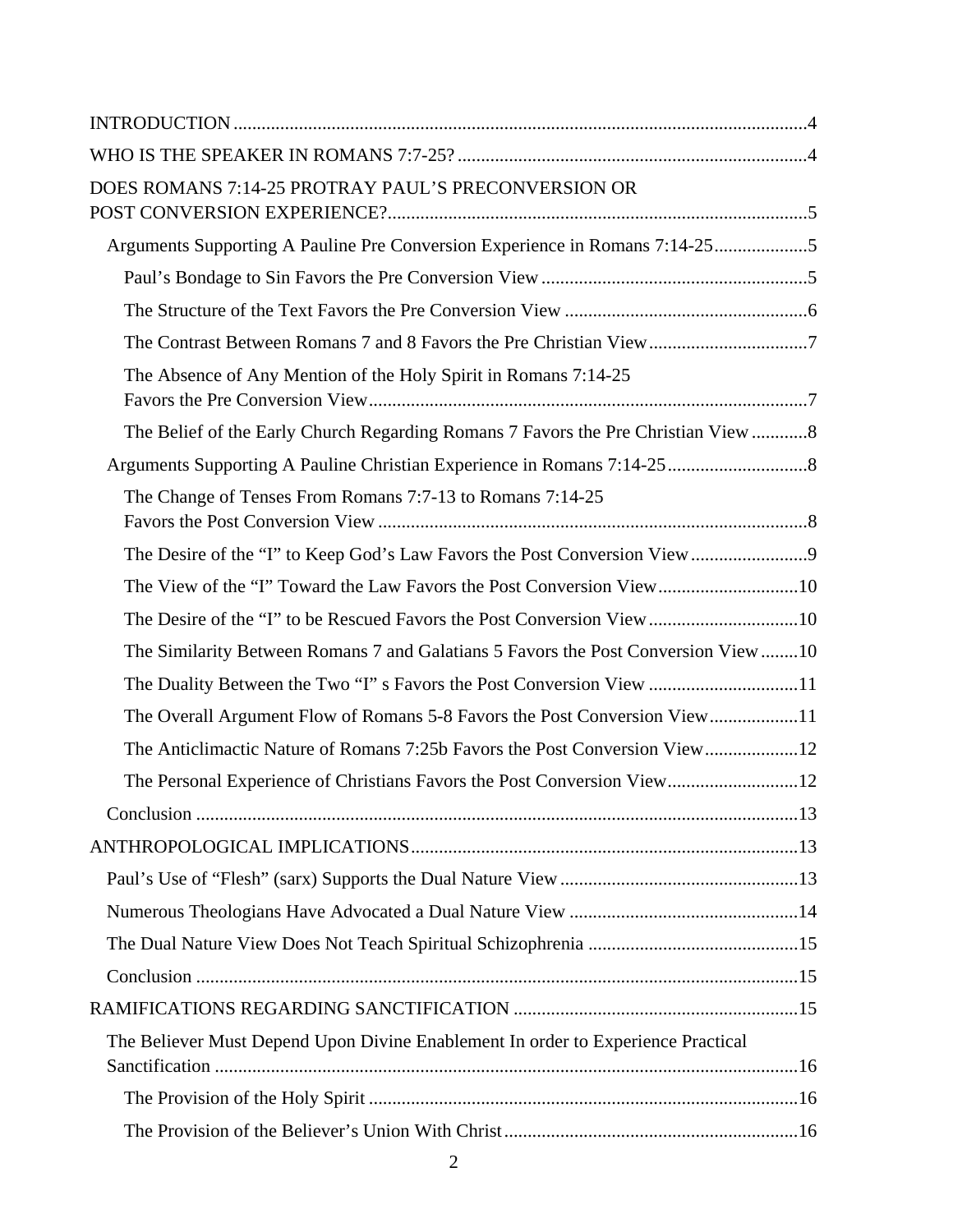INTRODUCTION ..........................................................................................................................4

WHO IS THE SPEAKER IN ROMANS 7:7-25? ...........................................................................4

DOES ROMANS 7:14-25 PROTRAY PAUL'S PRECONVERSION OR POST CONVERSION EXPERIENCE? ..........................................................................................5

- Arguments Supporting A Pauline Pre Conversion Experience in Romans 7:14-25 ....................5
  - Paul's Bondage to Sin Favors the Pre Conversion View .........................................................5
  - The Structure of the Text Favors the Pre Conversion View ....................................................6
  - The Contrast Between Romans 7 and 8 Favors the Pre Christian View ..................................7
  - The Absence of Any Mention of the Holy Spirit in Romans 7:14-25 Favors the Pre Conversion View .............................................................................................7
  - The Belief of the Early Church Regarding Romans 7 Favors the Pre Christian View ............8
- Arguments Supporting A Pauline Christian Experience in Romans 7:14-25 ..............................8
  - The Change of Tenses From Romans 7:7-13 to Romans 7:14-25 Favors the Post Conversion View ............................................................................................8
  - The Desire of the "I" to Keep God's Law Favors the Post Conversion View .........................9
  - The View of the "I" Toward the Law Favors the Post Conversion View ..............................10
  - The Desire of the "I" to be Rescued Favors the Post Conversion View ................................10
  - The Similarity Between Romans 7 and Galatians 5 Favors the Post Conversion View ........10
  - The Duality Between the Two "I" s Favors the Post Conversion View ................................11
  - The Overall Argument Flow of Romans 5-8 Favors the Post Conversion View ...................11
  - The Anticlimactic Nature of Romans 7:25b Favors the Post Conversion View ....................12
  - The Personal Experience of Christians Favors the Post Conversion View ............................12
- Conclusion ..................................................................................................................................13

ANTHROPOLOGICAL IMPLICATIONS ...................................................................................13

- Paul's Use of "Flesh" (sarx) Supports the Dual Nature View ...................................................13
- Numerous Theologians Have Advocated a Dual Nature View .................................................14
- The Dual Nature View Does Not Teach Spiritual Schizophrenia .............................................15
- Conclusion ..................................................................................................................................15

RAMIFICATIONS REGARDING SANCTIFICATION .............................................................15

- The Believer Must Depend Upon Divine Enablement In order to Experience Practical Sanctification ............................................................................................................................16
  - The Provision of the Holy Spirit ............................................................................................16
  - The Provision of the Believer's Union With Christ ...............................................................16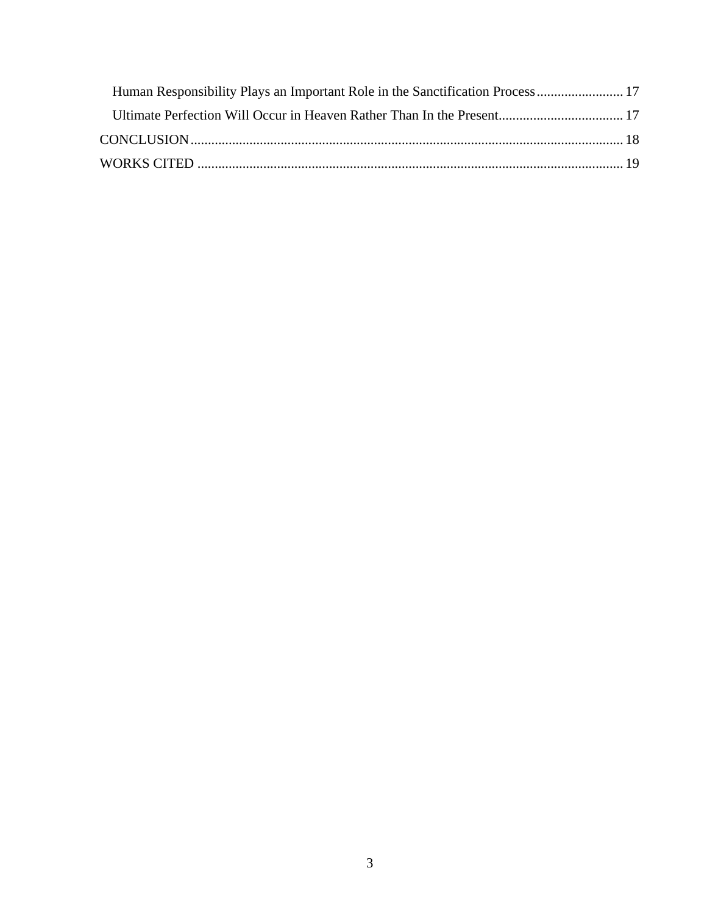Human Responsibility Plays an Important Role in the Sanctification Process ......................... 17

Ultimate Perfection Will Occur in Heaven Rather Than In the Present.................................... 17

CONCLUSION............................................................................................................................ 18

WORKS CITED .......................................................................................................................... 19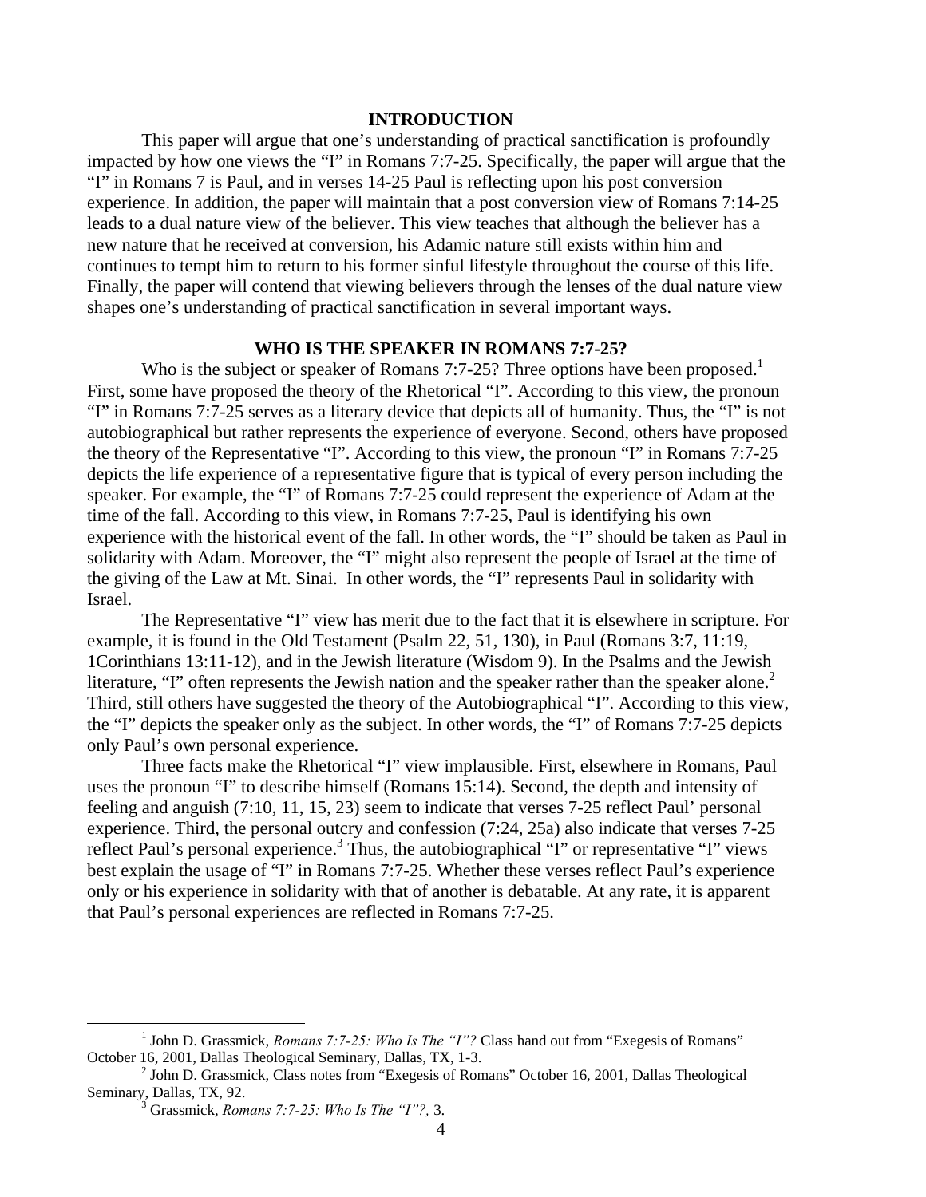## INTRODUCTION

This paper will argue that one's understanding of practical sanctification is profoundly impacted by how one views the "I" in Romans 7:7-25. Specifically, the paper will argue that the "I" in Romans 7 is Paul, and in verses 14-25 Paul is reflecting upon his post conversion experience. In addition, the paper will maintain that a post conversion view of Romans 7:14-25 leads to a dual nature view of the believer. This view teaches that although the believer has a new nature that he received at conversion, his Adamic nature still exists within him and continues to tempt him to return to his former sinful lifestyle throughout the course of this life. Finally, the paper will contend that viewing believers through the lenses of the dual nature view shapes one's understanding of practical sanctification in several important ways.

## WHO IS THE SPEAKER IN ROMANS 7:7-25?

Who is the subject or speaker of Romans 7:7-25? Three options have been proposed.[1] First, some have proposed the theory of the Rhetorical "I". According to this view, the pronoun "I" in Romans 7:7-25 serves as a literary device that depicts all of humanity. Thus, the "I" is not autobiographical but rather represents the experience of everyone. Second, others have proposed the theory of the Representative "I". According to this view, the pronoun "I" in Romans 7:7-25 depicts the life experience of a representative figure that is typical of every person including the speaker. For example, the "I" of Romans 7:7-25 could represent the experience of Adam at the time of the fall. According to this view, in Romans 7:7-25, Paul is identifying his own experience with the historical event of the fall. In other words, the "I" should be taken as Paul in solidarity with Adam. Moreover, the "I" might also represent the people of Israel at the time of the giving of the Law at Mt. Sinai. In other words, the "I" represents Paul in solidarity with Israel.

The Representative "I" view has merit due to the fact that it is elsewhere in scripture. For example, it is found in the Old Testament (Psalm 22, 51, 130), in Paul (Romans 3:7, 11:19, 1Corinthians 13:11-12), and in the Jewish literature (Wisdom 9). In the Psalms and the Jewish literature, "I" often represents the Jewish nation and the speaker rather than the speaker alone.[2] Third, still others have suggested the theory of the Autobiographical "I". According to this view, the "I" depicts the speaker only as the subject. In other words, the "I" of Romans 7:7-25 depicts only Paul's own personal experience.

Three facts make the Rhetorical "I" view implausible. First, elsewhere in Romans, Paul uses the pronoun "I" to describe himself (Romans 15:14). Second, the depth and intensity of feeling and anguish (7:10, 11, 15, 23) seem to indicate that verses 7-25 reflect Paul' personal experience. Third, the personal outcry and confession (7:24, 25a) also indicate that verses 7-25 reflect Paul's personal experience.[3] Thus, the autobiographical "I" or representative "I" views best explain the usage of "I" in Romans 7:7-25. Whether these verses reflect Paul's experience only or his experience in solidarity with that of another is debatable. At any rate, it is apparent that Paul's personal experiences are reflected in Romans 7:7-25.

---

[1] John D. Grassmick, *Romans 7:7-25: Who Is The "I"?* Class hand out from "Exegesis of Romans" October 16, 2001, Dallas Theological Seminary, Dallas, TX, 1-3.

[2] John D. Grassmick, Class notes from "Exegesis of Romans" October 16, 2001, Dallas Theological Seminary, Dallas, TX, 92.

[3] Grassmick, *Romans 7:7-25: Who Is The "I"?,* 3.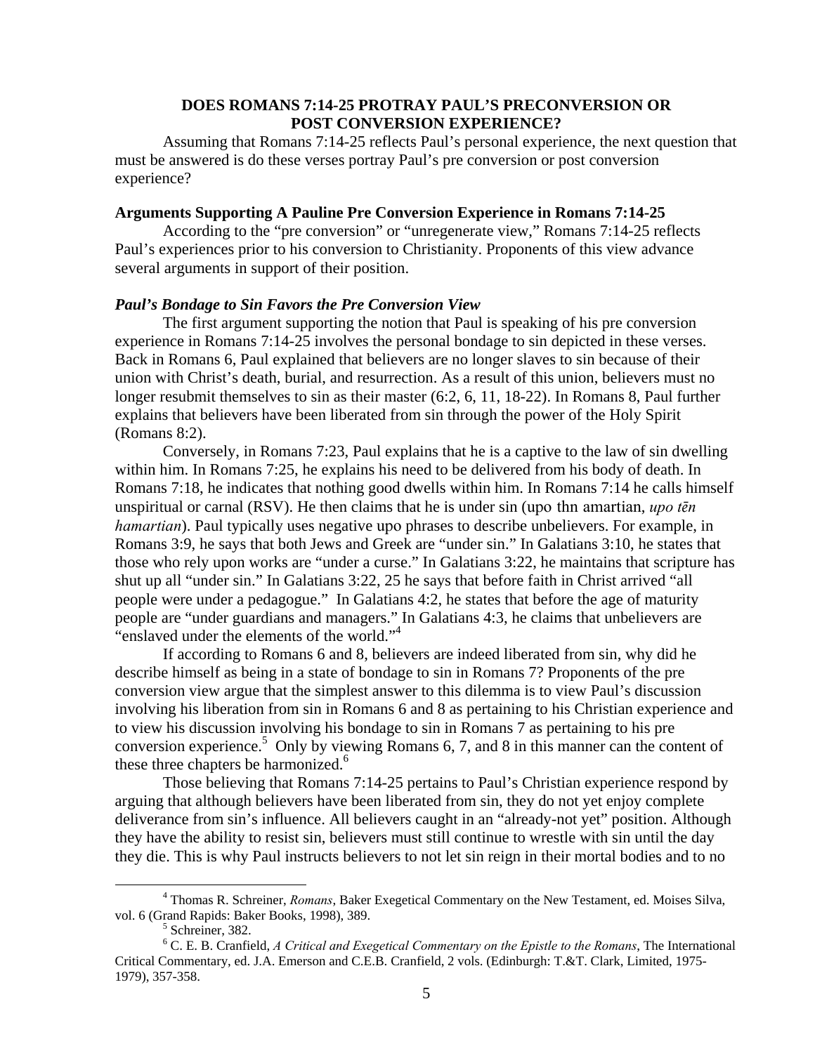## DOES ROMANS 7:14-25 PROTRAY PAUL'S PRECONVERSION OR POST CONVERSION EXPERIENCE?

Assuming that Romans 7:14-25 reflects Paul's personal experience, the next question that must be answered is do these verses portray Paul's pre conversion or post conversion experience?

### Arguments Supporting A Pauline Pre Conversion Experience in Romans 7:14-25

According to the "pre conversion" or "unregenerate view," Romans 7:14-25 reflects Paul's experiences prior to his conversion to Christianity. Proponents of this view advance several arguments in support of their position.

#### *Paul's Bondage to Sin Favors the Pre Conversion View*

The first argument supporting the notion that Paul is speaking of his pre conversion experience in Romans 7:14-25 involves the personal bondage to sin depicted in these verses. Back in Romans 6, Paul explained that believers are no longer slaves to sin because of their union with Christ's death, burial, and resurrection. As a result of this union, believers must no longer resubmit themselves to sin as their master (6:2, 6, 11, 18-22). In Romans 8, Paul further explains that believers have been liberated from sin through the power of the Holy Spirit (Romans 8:2).

Conversely, in Romans 7:23, Paul explains that he is a captive to the law of sin dwelling within him. In Romans 7:25, he explains his need to be delivered from his body of death. In Romans 7:18, he indicates that nothing good dwells within him. In Romans 7:14 he calls himself unspiritual or carnal (RSV). He then claims that he is under sin (upo thn amartian, *upo tēn hamartian*). Paul typically uses negative upo phrases to describe unbelievers. For example, in Romans 3:9, he says that both Jews and Greek are "under sin." In Galatians 3:10, he states that those who rely upon works are "under a curse." In Galatians 3:22, he maintains that scripture has shut up all "under sin." In Galatians 3:22, 25 he says that before faith in Christ arrived "all people were under a pedagogue." In Galatians 4:2, he states that before the age of maturity people are "under guardians and managers." In Galatians 4:3, he claims that unbelievers are "enslaved under the elements of the world."[4]

If according to Romans 6 and 8, believers are indeed liberated from sin, why did he describe himself as being in a state of bondage to sin in Romans 7? Proponents of the pre conversion view argue that the simplest answer to this dilemma is to view Paul's discussion involving his liberation from sin in Romans 6 and 8 as pertaining to his Christian experience and to view his discussion involving his bondage to sin in Romans 7 as pertaining to his pre conversion experience.[5] Only by viewing Romans 6, 7, and 8 in this manner can the content of these three chapters be harmonized.[6]

Those believing that Romans 7:14-25 pertains to Paul's Christian experience respond by arguing that although believers have been liberated from sin, they do not yet enjoy complete deliverance from sin's influence. All believers caught in an "already-not yet" position. Although they have the ability to resist sin, believers must still continue to wrestle with sin until the day they die. This is why Paul instructs believers to not let sin reign in their mortal bodies and to no

---

[4] Thomas R. Schreiner, *Romans*, Baker Exegetical Commentary on the New Testament, ed. Moises Silva, vol. 6 (Grand Rapids: Baker Books, 1998), 389.

[5] Schreiner, 382.

[6] C. E. B. Cranfield, *A Critical and Exegetical Commentary on the Epistle to the Romans*, The International Critical Commentary, ed. J.A. Emerson and C.E.B. Cranfield, 2 vols. (Edinburgh: T.&T. Clark, Limited, 1975-1979), 357-358.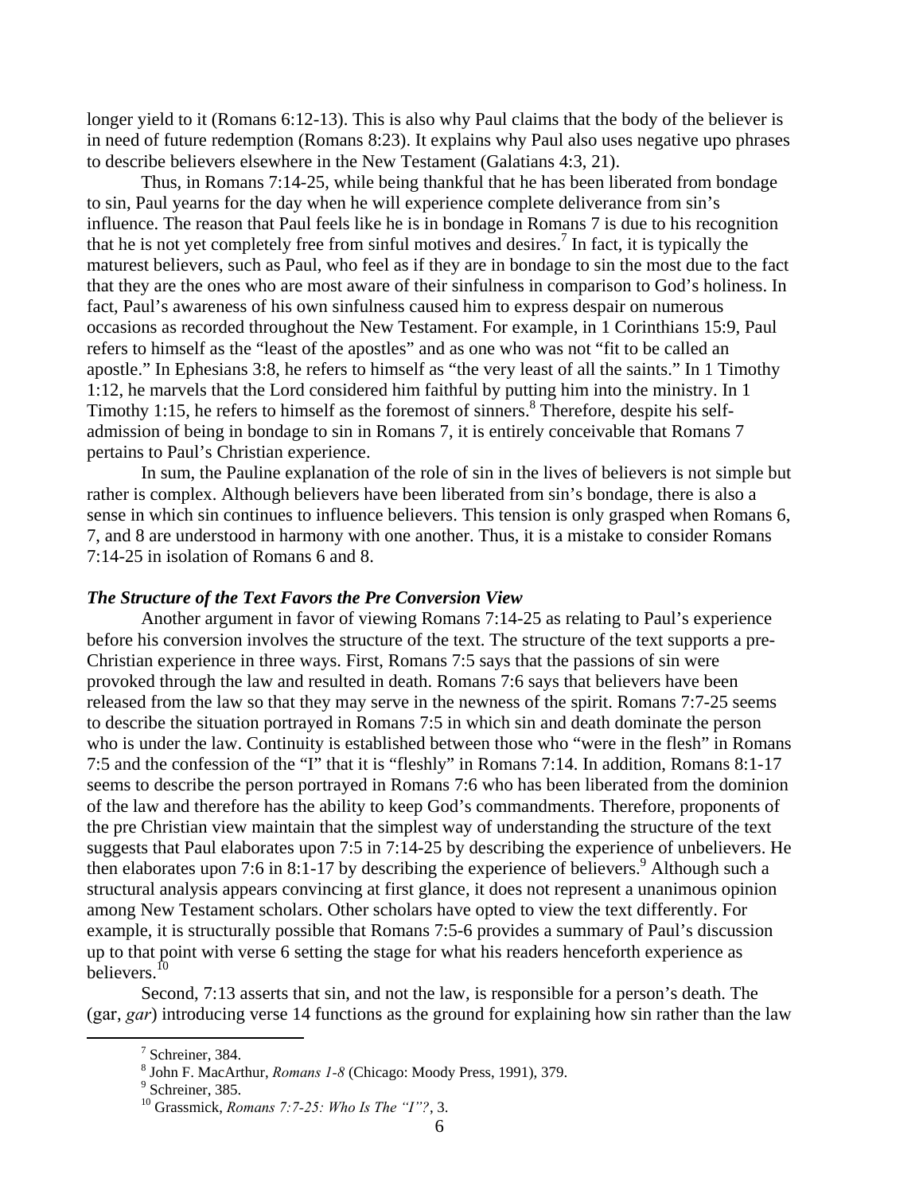longer yield to it (Romans 6:12-13). This is also why Paul claims that the body of the believer is in need of future redemption (Romans 8:23). It explains why Paul also uses negative upo phrases to describe believers elsewhere in the New Testament (Galatians 4:3, 21).

Thus, in Romans 7:14-25, while being thankful that he has been liberated from bondage to sin, Paul yearns for the day when he will experience complete deliverance from sin's influence. The reason that Paul feels like he is in bondage in Romans 7 is due to his recognition that he is not yet completely free from sinful motives and desires.[7] In fact, it is typically the maturest believers, such as Paul, who feel as if they are in bondage to sin the most due to the fact that they are the ones who are most aware of their sinfulness in comparison to God's holiness. In fact, Paul's awareness of his own sinfulness caused him to express despair on numerous occasions as recorded throughout the New Testament. For example, in 1 Corinthians 15:9, Paul refers to himself as the "least of the apostles" and as one who was not "fit to be called an apostle." In Ephesians 3:8, he refers to himself as "the very least of all the saints." In 1 Timothy 1:12, he marvels that the Lord considered him faithful by putting him into the ministry. In 1 Timothy 1:15, he refers to himself as the foremost of sinners.[8] Therefore, despite his self-admission of being in bondage to sin in Romans 7, it is entirely conceivable that Romans 7 pertains to Paul's Christian experience.

In sum, the Pauline explanation of the role of sin in the lives of believers is not simple but rather is complex. Although believers have been liberated from sin's bondage, there is also a sense in which sin continues to influence believers. This tension is only grasped when Romans 6, 7, and 8 are understood in harmony with one another. Thus, it is a mistake to consider Romans 7:14-25 in isolation of Romans 6 and 8.

### *The Structure of the Text Favors the Pre Conversion View*

Another argument in favor of viewing Romans 7:14-25 as relating to Paul's experience before his conversion involves the structure of the text. The structure of the text supports a pre-Christian experience in three ways. First, Romans 7:5 says that the passions of sin were provoked through the law and resulted in death. Romans 7:6 says that believers have been released from the law so that they may serve in the newness of the spirit. Romans 7:7-25 seems to describe the situation portrayed in Romans 7:5 in which sin and death dominate the person who is under the law. Continuity is established between those who "were in the flesh" in Romans 7:5 and the confession of the "I" that it is "fleshly" in Romans 7:14. In addition, Romans 8:1-17 seems to describe the person portrayed in Romans 7:6 who has been liberated from the dominion of the law and therefore has the ability to keep God's commandments. Therefore, proponents of the pre Christian view maintain that the simplest way of understanding the structure of the text suggests that Paul elaborates upon 7:5 in 7:14-25 by describing the experience of unbelievers. He then elaborates upon 7:6 in 8:1-17 by describing the experience of believers.[9] Although such a structural analysis appears convincing at first glance, it does not represent a unanimous opinion among New Testament scholars. Other scholars have opted to view the text differently. For example, it is structurally possible that Romans 7:5-6 provides a summary of Paul's discussion up to that point with verse 6 setting the stage for what his readers henceforth experience as believers.[10]

Second, 7:13 asserts that sin, and not the law, is responsible for a person's death. The (gar, *gar*) introducing verse 14 functions as the ground for explaining how sin rather than the law

---

[7] Schreiner, 384.

[8] John F. MacArthur, *Romans 1-8* (Chicago: Moody Press, 1991), 379.

[9] Schreiner, 385.

[10] Grassmick, *Romans 7:7-25: Who Is The "I"?*, 3.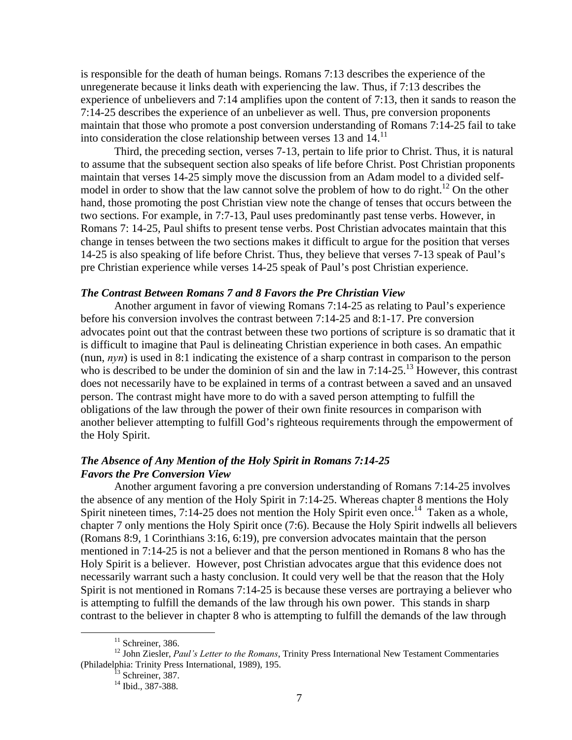is responsible for the death of human beings. Romans 7:13 describes the experience of the unregenerate because it links death with experiencing the law. Thus, if 7:13 describes the experience of unbelievers and 7:14 amplifies upon the content of 7:13, then it sands to reason the 7:14-25 describes the experience of an unbeliever as well. Thus, pre conversion proponents maintain that those who promote a post conversion understanding of Romans 7:14-25 fail to take into consideration the close relationship between verses 13 and 14.[11]

Third, the preceding section, verses 7-13, pertain to life prior to Christ. Thus, it is natural to assume that the subsequent section also speaks of life before Christ. Post Christian proponents maintain that verses 14-25 simply move the discussion from an Adam model to a divided self-model in order to show that the law cannot solve the problem of how to do right.[12] On the other hand, those promoting the post Christian view note the change of tenses that occurs between the two sections. For example, in 7:7-13, Paul uses predominantly past tense verbs. However, in Romans 7: 14-25, Paul shifts to present tense verbs. Post Christian advocates maintain that this change in tenses between the two sections makes it difficult to argue for the position that verses 14-25 is also speaking of life before Christ. Thus, they believe that verses 7-13 speak of Paul's pre Christian experience while verses 14-25 speak of Paul's post Christian experience.

### *The Contrast Between Romans 7 and 8 Favors the Pre Christian View*

Another argument in favor of viewing Romans 7:14-25 as relating to Paul's experience before his conversion involves the contrast between 7:14-25 and 8:1-17. Pre conversion advocates point out that the contrast between these two portions of scripture is so dramatic that it is difficult to imagine that Paul is delineating Christian experience in both cases. An empathic (nun, *nyn*) is used in 8:1 indicating the existence of a sharp contrast in comparison to the person who is described to be under the dominion of sin and the law in 7:14-25.[13] However, this contrast does not necessarily have to be explained in terms of a contrast between a saved and an unsaved person. The contrast might have more to do with a saved person attempting to fulfill the obligations of the law through the power of their own finite resources in comparison with another believer attempting to fulfill God's righteous requirements through the empowerment of the Holy Spirit.

### *The Absence of Any Mention of the Holy Spirit in Romans 7:14-25 Favors the Pre Conversion View*

Another argument favoring a pre conversion understanding of Romans 7:14-25 involves the absence of any mention of the Holy Spirit in 7:14-25. Whereas chapter 8 mentions the Holy Spirit nineteen times, 7:14-25 does not mention the Holy Spirit even once.[14] Taken as a whole, chapter 7 only mentions the Holy Spirit once (7:6). Because the Holy Spirit indwells all believers (Romans 8:9, 1 Corinthians 3:16, 6:19), pre conversion advocates maintain that the person mentioned in 7:14-25 is not a believer and that the person mentioned in Romans 8 who has the Holy Spirit is a believer. However, post Christian advocates argue that this evidence does not necessarily warrant such a hasty conclusion. It could very well be that the reason that the Holy Spirit is not mentioned in Romans 7:14-25 is because these verses are portraying a believer who is attempting to fulfill the demands of the law through his own power. This stands in sharp contrast to the believer in chapter 8 who is attempting to fulfill the demands of the law through

---

[11] Schreiner, 386.

[12] John Ziesler, *Paul's Letter to the Romans*, Trinity Press International New Testament Commentaries (Philadelphia: Trinity Press International, 1989), 195.

[13] Schreiner, 387.

[14] Ibid., 387-388.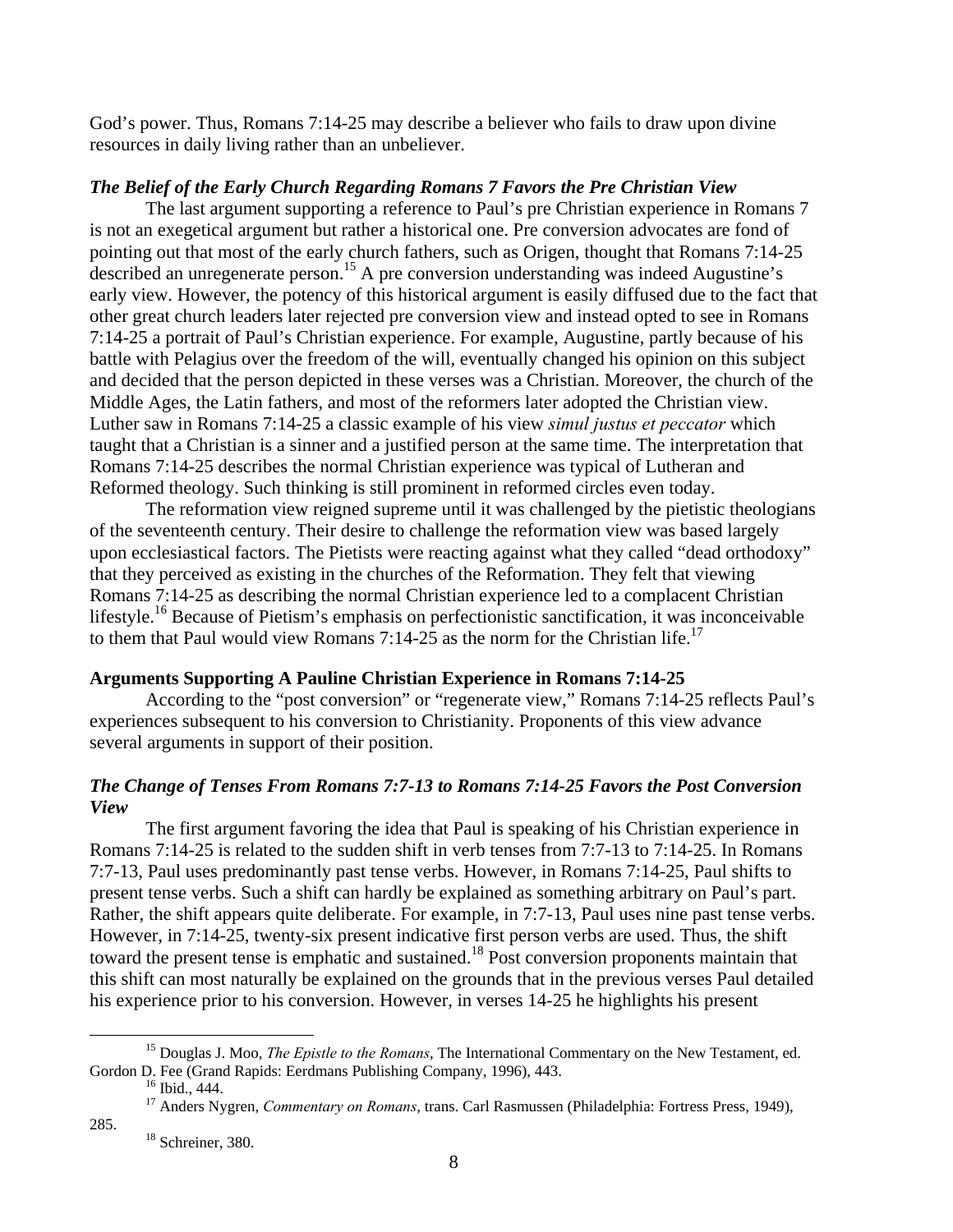God's power. Thus, Romans 7:14-25 may describe a believer who fails to draw upon divine resources in daily living rather than an unbeliever.

### *The Belief of the Early Church Regarding Romans 7 Favors the Pre Christian View*

The last argument supporting a reference to Paul's pre Christian experience in Romans 7 is not an exegetical argument but rather a historical one. Pre conversion advocates are fond of pointing out that most of the early church fathers, such as Origen, thought that Romans 7:14-25 described an unregenerate person.[15] A pre conversion understanding was indeed Augustine's early view. However, the potency of this historical argument is easily diffused due to the fact that other great church leaders later rejected pre conversion view and instead opted to see in Romans 7:14-25 a portrait of Paul's Christian experience. For example, Augustine, partly because of his battle with Pelagius over the freedom of the will, eventually changed his opinion on this subject and decided that the person depicted in these verses was a Christian. Moreover, the church of the Middle Ages, the Latin fathers, and most of the reformers later adopted the Christian view. Luther saw in Romans 7:14-25 a classic example of his view *simul justus et peccator* which taught that a Christian is a sinner and a justified person at the same time. The interpretation that Romans 7:14-25 describes the normal Christian experience was typical of Lutheran and Reformed theology. Such thinking is still prominent in reformed circles even today.

The reformation view reigned supreme until it was challenged by the pietistic theologians of the seventeenth century. Their desire to challenge the reformation view was based largely upon ecclesiastical factors. The Pietists were reacting against what they called "dead orthodoxy" that they perceived as existing in the churches of the Reformation. They felt that viewing Romans 7:14-25 as describing the normal Christian experience led to a complacent Christian lifestyle.[16] Because of Pietism's emphasis on perfectionistic sanctification, it was inconceivable to them that Paul would view Romans 7:14-25 as the norm for the Christian life.[17]

## **Arguments Supporting A Pauline Christian Experience in Romans 7:14-25**

According to the "post conversion" or "regenerate view," Romans 7:14-25 reflects Paul's experiences subsequent to his conversion to Christianity. Proponents of this view advance several arguments in support of their position.

### *The Change of Tenses From Romans 7:7-13 to Romans 7:14-25 Favors the Post Conversion View*

The first argument favoring the idea that Paul is speaking of his Christian experience in Romans 7:14-25 is related to the sudden shift in verb tenses from 7:7-13 to 7:14-25. In Romans 7:7-13, Paul uses predominantly past tense verbs. However, in Romans 7:14-25, Paul shifts to present tense verbs. Such a shift can hardly be explained as something arbitrary on Paul's part. Rather, the shift appears quite deliberate. For example, in 7:7-13, Paul uses nine past tense verbs. However, in 7:14-25, twenty-six present indicative first person verbs are used. Thus, the shift toward the present tense is emphatic and sustained.[18] Post conversion proponents maintain that this shift can most naturally be explained on the grounds that in the previous verses Paul detailed his experience prior to his conversion. However, in verses 14-25 he highlights his present

---

[15] Douglas J. Moo, *The Epistle to the Romans*, The International Commentary on the New Testament, ed. Gordon D. Fee (Grand Rapids: Eerdmans Publishing Company, 1996), 443.

[16] Ibid., 444.

[17] Anders Nygren, *Commentary on Romans*, trans. Carl Rasmussen (Philadelphia: Fortress Press, 1949), 285.

[18] Schreiner, 380.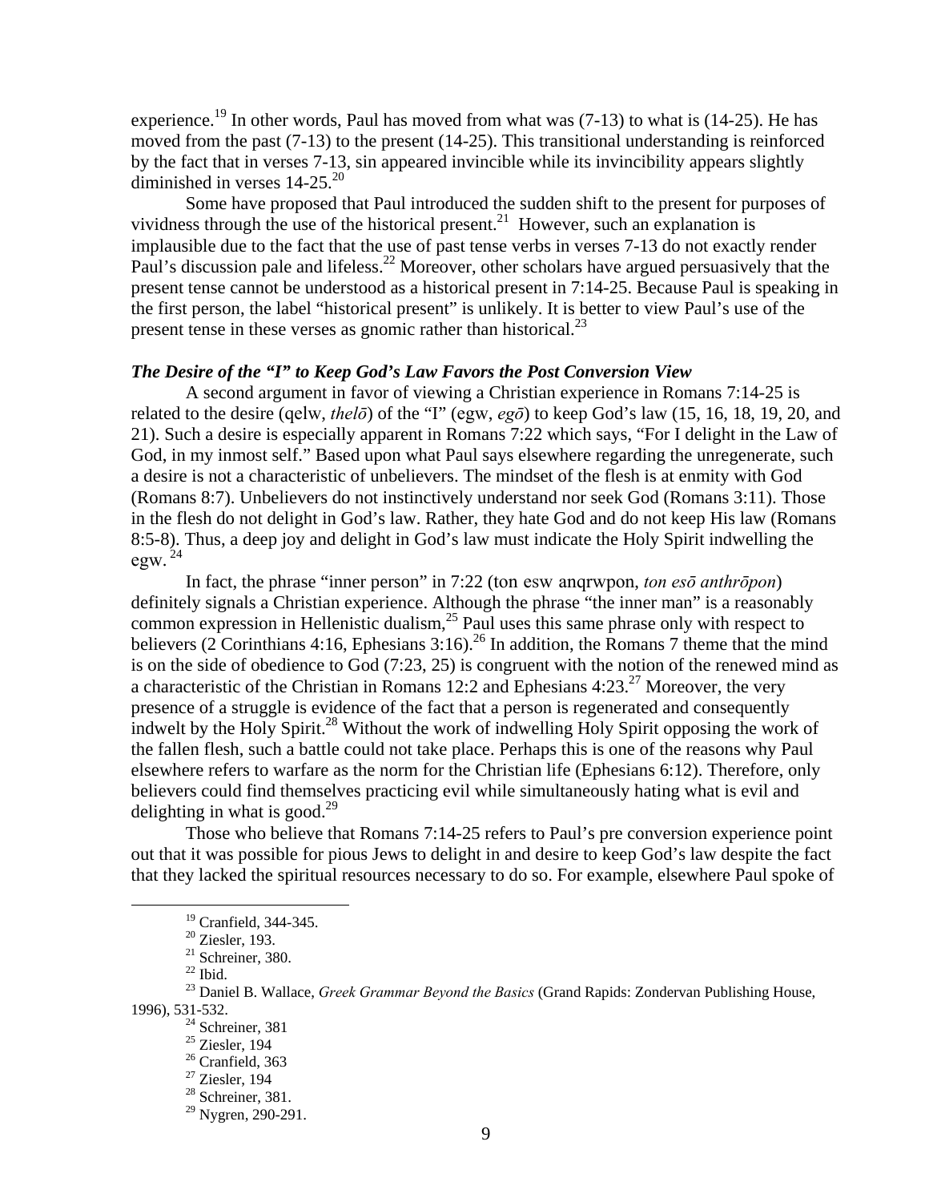experience.[19] In other words, Paul has moved from what was (7-13) to what is (14-25). He has moved from the past (7-13) to the present (14-25). This transitional understanding is reinforced by the fact that in verses 7-13, sin appeared invincible while its invincibility appears slightly diminished in verses 14-25.[20]

Some have proposed that Paul introduced the sudden shift to the present for purposes of vividness through the use of the historical present.[21] However, such an explanation is implausible due to the fact that the use of past tense verbs in verses 7-13 do not exactly render Paul's discussion pale and lifeless.[22] Moreover, other scholars have argued persuasively that the present tense cannot be understood as a historical present in 7:14-25. Because Paul is speaking in the first person, the label "historical present" is unlikely. It is better to view Paul's use of the present tense in these verses as gnomic rather than historical.[23]

### *The Desire of the "I" to Keep God's Law Favors the Post Conversion View*

A second argument in favor of viewing a Christian experience in Romans 7:14-25 is related to the desire (qelw, *thelō*) of the "I" (egw, *egō*) to keep God's law (15, 16, 18, 19, 20, and 21). Such a desire is especially apparent in Romans 7:22 which says, "For I delight in the Law of God, in my inmost self." Based upon what Paul says elsewhere regarding the unregenerate, such a desire is not a characteristic of unbelievers. The mindset of the flesh is at enmity with God (Romans 8:7). Unbelievers do not instinctively understand nor seek God (Romans 3:11). Those in the flesh do not delight in God's law. Rather, they hate God and do not keep His law (Romans 8:5-8). Thus, a deep joy and delight in God's law must indicate the Holy Spirit indwelling the egw.[24]

In fact, the phrase "inner person" in 7:22 (ton esw anqrwpon, *ton esō anthrōpon*) definitely signals a Christian experience. Although the phrase "the inner man" is a reasonably common expression in Hellenistic dualism,[25] Paul uses this same phrase only with respect to believers (2 Corinthians 4:16, Ephesians 3:16).[26] In addition, the Romans 7 theme that the mind is on the side of obedience to God (7:23, 25) is congruent with the notion of the renewed mind as a characteristic of the Christian in Romans 12:2 and Ephesians 4:23.[27] Moreover, the very presence of a struggle is evidence of the fact that a person is regenerated and consequently indwelt by the Holy Spirit.[28] Without the work of indwelling Holy Spirit opposing the work of the fallen flesh, such a battle could not take place. Perhaps this is one of the reasons why Paul elsewhere refers to warfare as the norm for the Christian life (Ephesians 6:12). Therefore, only believers could find themselves practicing evil while simultaneously hating what is evil and delighting in what is good.[29]

Those who believe that Romans 7:14-25 refers to Paul's pre conversion experience point out that it was possible for pious Jews to delight in and desire to keep God's law despite the fact that they lacked the spiritual resources necessary to do so. For example, elsewhere Paul spoke of

---

[19] Cranfield, 344-345.
[20] Ziesler, 193.
[21] Schreiner, 380.
[22] Ibid.
[23] Daniel B. Wallace, *Greek Grammar Beyond the Basics* (Grand Rapids: Zondervan Publishing House, 1996), 531-532.
[24] Schreiner, 381
[25] Ziesler, 194
[26] Cranfield, 363
[27] Ziesler, 194
[28] Schreiner, 381.
[29] Nygren, 290-291.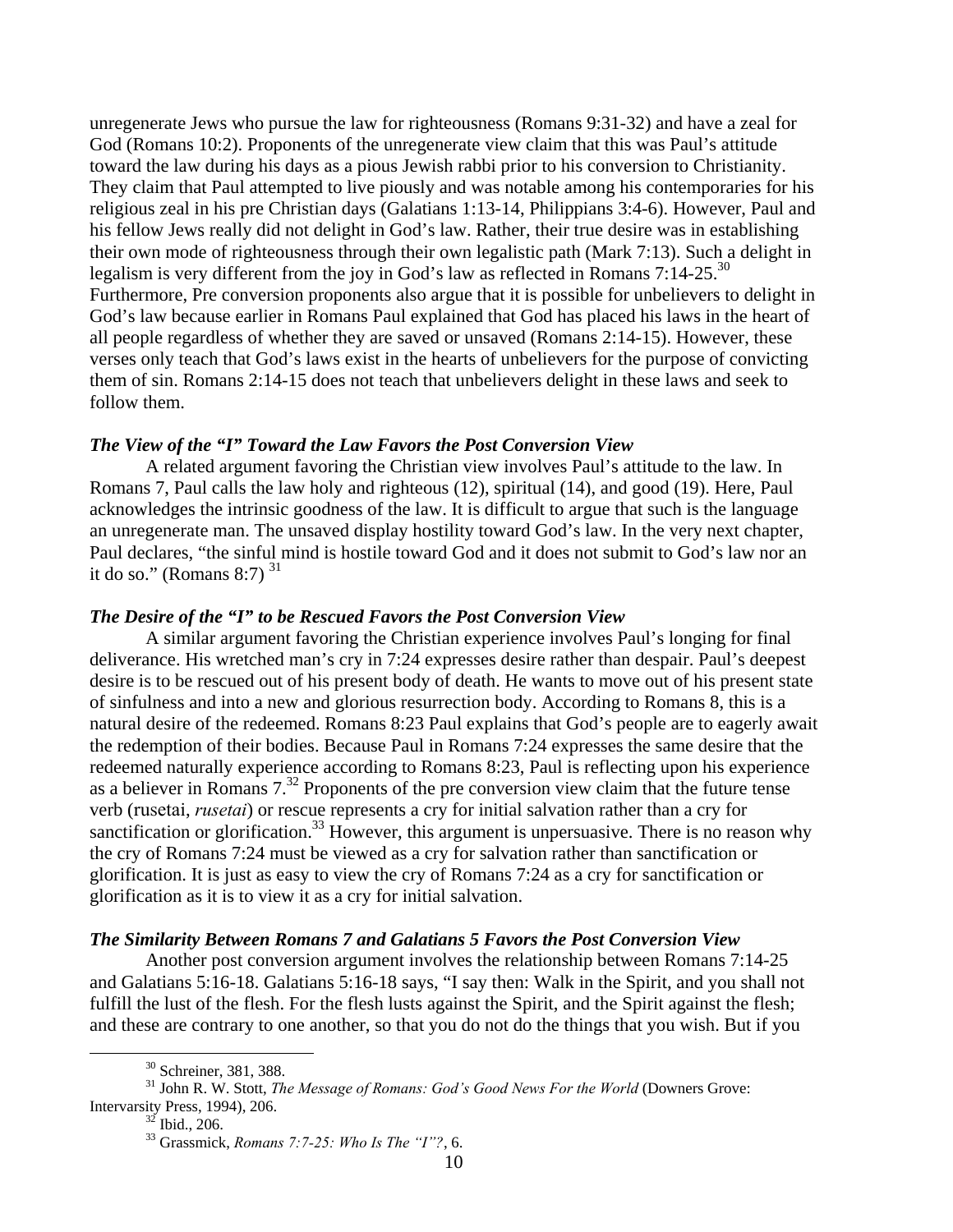unregenerate Jews who pursue the law for righteousness (Romans 9:31-32) and have a zeal for God (Romans 10:2). Proponents of the unregenerate view claim that this was Paul's attitude toward the law during his days as a pious Jewish rabbi prior to his conversion to Christianity. They claim that Paul attempted to live piously and was notable among his contemporaries for his religious zeal in his pre Christian days (Galatians 1:13-14, Philippians 3:4-6). However, Paul and his fellow Jews really did not delight in God's law. Rather, their true desire was in establishing their own mode of righteousness through their own legalistic path (Mark 7:13). Such a delight in legalism is very different from the joy in God's law as reflected in Romans 7:14-25.[30] Furthermore, Pre conversion proponents also argue that it is possible for unbelievers to delight in God's law because earlier in Romans Paul explained that God has placed his laws in the heart of all people regardless of whether they are saved or unsaved (Romans 2:14-15). However, these verses only teach that God's laws exist in the hearts of unbelievers for the purpose of convicting them of sin. Romans 2:14-15 does not teach that unbelievers delight in these laws and seek to follow them.

### *The View of the "I" Toward the Law Favors the Post Conversion View*

A related argument favoring the Christian view involves Paul's attitude to the law. In Romans 7, Paul calls the law holy and righteous (12), spiritual (14), and good (19). Here, Paul acknowledges the intrinsic goodness of the law. It is difficult to argue that such is the language an unregenerate man. The unsaved display hostility toward God's law. In the very next chapter, Paul declares, "the sinful mind is hostile toward God and it does not submit to God's law nor an it do so." (Romans 8:7) [31]

### *The Desire of the "I" to be Rescued Favors the Post Conversion View*

A similar argument favoring the Christian experience involves Paul's longing for final deliverance. His wretched man's cry in 7:24 expresses desire rather than despair. Paul's deepest desire is to be rescued out of his present body of death. He wants to move out of his present state of sinfulness and into a new and glorious resurrection body. According to Romans 8, this is a natural desire of the redeemed. Romans 8:23 Paul explains that God's people are to eagerly await the redemption of their bodies. Because Paul in Romans 7:24 expresses the same desire that the redeemed naturally experience according to Romans 8:23, Paul is reflecting upon his experience as a believer in Romans 7.[32] Proponents of the pre conversion view claim that the future tense verb (rusetai, *rusetai*) or rescue represents a cry for initial salvation rather than a cry for sanctification or glorification.[33] However, this argument is unpersuasive. There is no reason why the cry of Romans 7:24 must be viewed as a cry for salvation rather than sanctification or glorification. It is just as easy to view the cry of Romans 7:24 as a cry for sanctification or glorification as it is to view it as a cry for initial salvation.

### *The Similarity Between Romans 7 and Galatians 5 Favors the Post Conversion View*

Another post conversion argument involves the relationship between Romans 7:14-25 and Galatians 5:16-18. Galatians 5:16-18 says, "I say then: Walk in the Spirit, and you shall not fulfill the lust of the flesh. For the flesh lusts against the Spirit, and the Spirit against the flesh; and these are contrary to one another, so that you do not do the things that you wish. But if you

---

[30] Schreiner, 381, 388.

[31] John R. W. Stott, *The Message of Romans: God's Good News For the World* (Downers Grove: Intervarsity Press, 1994), 206.

[32] Ibid., 206.

[33] Grassmick, *Romans 7:7-25: Who Is The "I"?*, 6.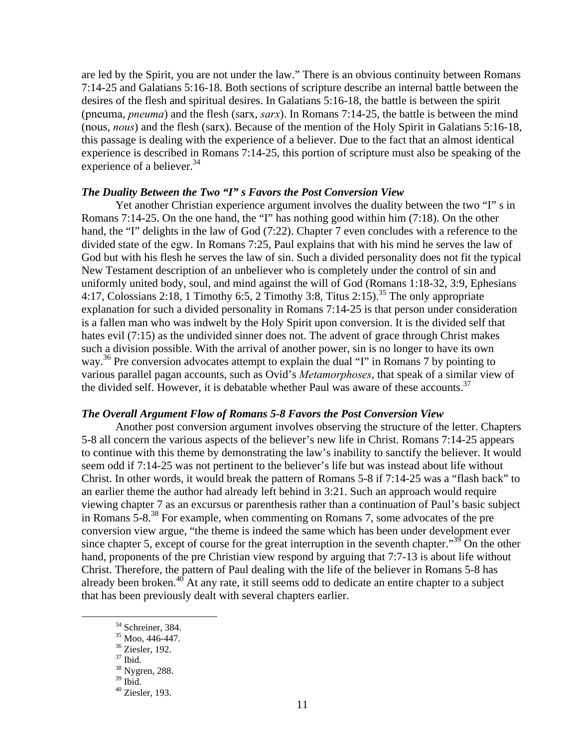are led by the Spirit, you are not under the law." There is an obvious continuity between Romans 7:14-25 and Galatians 5:16-18. Both sections of scripture describe an internal battle between the desires of the flesh and spiritual desires. In Galatians 5:16-18, the battle is between the spirit (pneuma, *pneuma*) and the flesh (sarx, *sarx*). In Romans 7:14-25, the battle is between the mind (nous, *nous*) and the flesh (sarx). Because of the mention of the Holy Spirit in Galatians 5:16-18, this passage is dealing with the experience of a believer. Due to the fact that an almost identical experience is described in Romans 7:14-25, this portion of scripture must also be speaking of the experience of a believer.[34]

### *The Duality Between the Two "I" s Favors the Post Conversion View*

Yet another Christian experience argument involves the duality between the two "I" s in Romans 7:14-25. On the one hand, the "I" has nothing good within him (7:18). On the other hand, the "I" delights in the law of God (7:22). Chapter 7 even concludes with a reference to the divided state of the egw. In Romans 7:25, Paul explains that with his mind he serves the law of God but with his flesh he serves the law of sin. Such a divided personality does not fit the typical New Testament description of an unbeliever who is completely under the control of sin and uniformly united body, soul, and mind against the will of God (Romans 1:18-32, 3:9, Ephesians 4:17, Colossians 2:18, 1 Timothy 6:5, 2 Timothy 3:8, Titus 2:15).[35] The only appropriate explanation for such a divided personality in Romans 7:14-25 is that person under consideration is a fallen man who was indwelt by the Holy Spirit upon conversion. It is the divided self that hates evil (7:15) as the undivided sinner does not. The advent of grace through Christ makes such a division possible. With the arrival of another power, sin is no longer to have its own way.[36] Pre conversion advocates attempt to explain the dual "I" in Romans 7 by pointing to various parallel pagan accounts, such as Ovid's *Metamorphoses*, that speak of a similar view of the divided self. However, it is debatable whether Paul was aware of these accounts.[37]

### *The Overall Argument Flow of Romans 5-8 Favors the Post Conversion View*

Another post conversion argument involves observing the structure of the letter. Chapters 5-8 all concern the various aspects of the believer's new life in Christ. Romans 7:14-25 appears to continue with this theme by demonstrating the law's inability to sanctify the believer. It would seem odd if 7:14-25 was not pertinent to the believer's life but was instead about life without Christ. In other words, it would break the pattern of Romans 5-8 if 7:14-25 was a "flash back" to an earlier theme the author had already left behind in 3:21. Such an approach would require viewing chapter 7 as an excursus or parenthesis rather than a continuation of Paul's basic subject in Romans 5-8.[38] For example, when commenting on Romans 7, some advocates of the pre conversion view argue, "the theme is indeed the same which has been under development ever since chapter 5, except of course for the great interruption in the seventh chapter."[39] On the other hand, proponents of the pre Christian view respond by arguing that 7:7-13 is about life without Christ. Therefore, the pattern of Paul dealing with the life of the believer in Romans 5-8 has already been broken.[40] At any rate, it still seems odd to dedicate an entire chapter to a subject that has been previously dealt with several chapters earlier.

---

[34] Schreiner, 384.
[35] Moo, 446-447.
[36] Ziesler, 192.
[37] Ibid.
[38] Nygren, 288.
[39] Ibid.
[40] Ziesler, 193.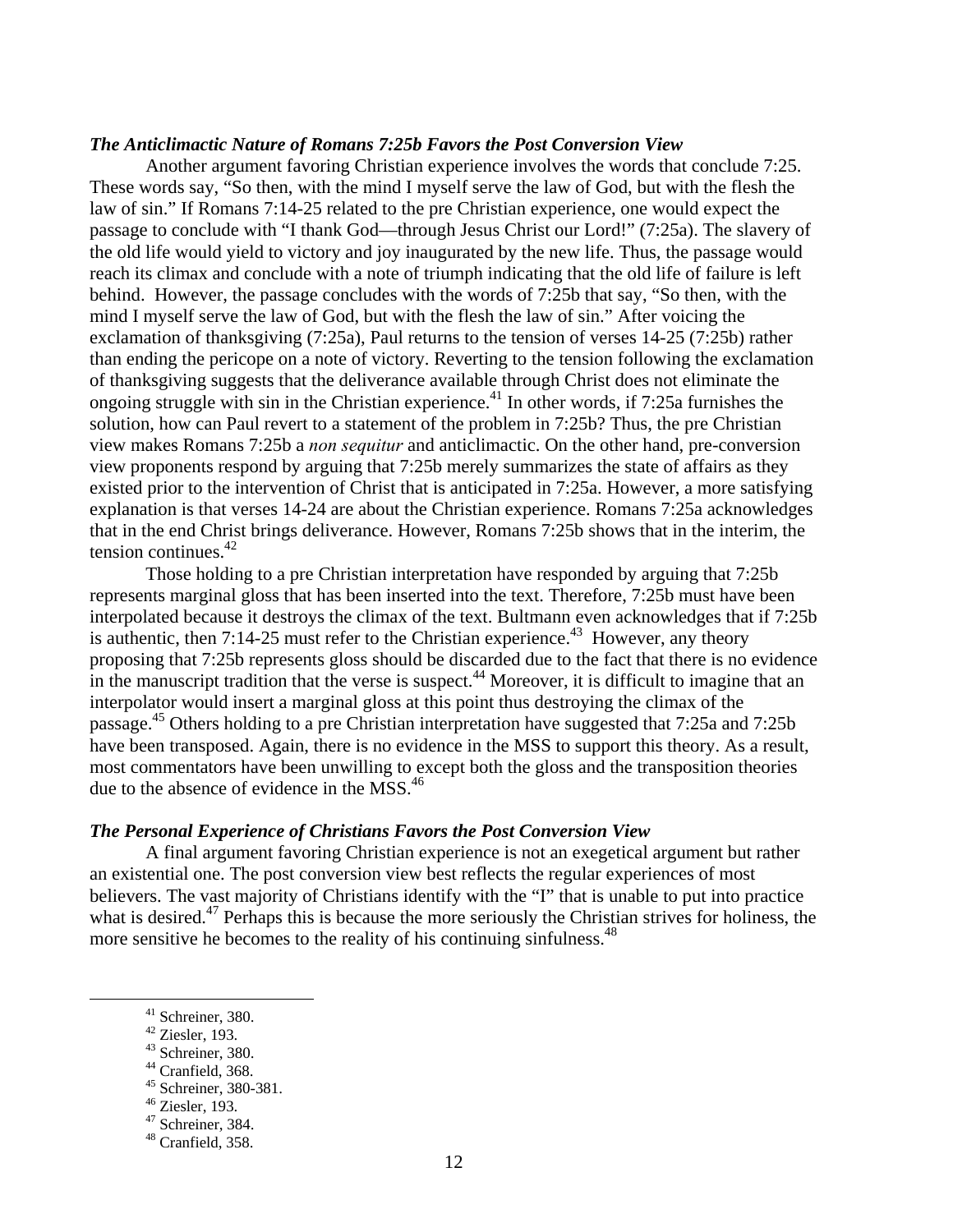### *The Anticlimactic Nature of Romans 7:25b Favors the Post Conversion View*

Another argument favoring Christian experience involves the words that conclude 7:25. These words say, "So then, with the mind I myself serve the law of God, but with the flesh the law of sin." If Romans 7:14-25 related to the pre Christian experience, one would expect the passage to conclude with "I thank God—through Jesus Christ our Lord!" (7:25a). The slavery of the old life would yield to victory and joy inaugurated by the new life. Thus, the passage would reach its climax and conclude with a note of triumph indicating that the old life of failure is left behind. However, the passage concludes with the words of 7:25b that say, "So then, with the mind I myself serve the law of God, but with the flesh the law of sin." After voicing the exclamation of thanksgiving (7:25a), Paul returns to the tension of verses 14-25 (7:25b) rather than ending the pericope on a note of victory. Reverting to the tension following the exclamation of thanksgiving suggests that the deliverance available through Christ does not eliminate the ongoing struggle with sin in the Christian experience.[41] In other words, if 7:25a furnishes the solution, how can Paul revert to a statement of the problem in 7:25b? Thus, the pre Christian view makes Romans 7:25b a *non sequitur* and anticlimactic. On the other hand, pre-conversion view proponents respond by arguing that 7:25b merely summarizes the state of affairs as they existed prior to the intervention of Christ that is anticipated in 7:25a. However, a more satisfying explanation is that verses 14-24 are about the Christian experience. Romans 7:25a acknowledges that in the end Christ brings deliverance. However, Romans 7:25b shows that in the interim, the tension continues.[42]

Those holding to a pre Christian interpretation have responded by arguing that 7:25b represents marginal gloss that has been inserted into the text. Therefore, 7:25b must have been interpolated because it destroys the climax of the text. Bultmann even acknowledges that if 7:25b is authentic, then 7:14-25 must refer to the Christian experience.[43] However, any theory proposing that 7:25b represents gloss should be discarded due to the fact that there is no evidence in the manuscript tradition that the verse is suspect.[44] Moreover, it is difficult to imagine that an interpolator would insert a marginal gloss at this point thus destroying the climax of the passage.[45] Others holding to a pre Christian interpretation have suggested that 7:25a and 7:25b have been transposed. Again, there is no evidence in the MSS to support this theory. As a result, most commentators have been unwilling to except both the gloss and the transposition theories due to the absence of evidence in the MSS.[46]

### *The Personal Experience of Christians Favors the Post Conversion View*

A final argument favoring Christian experience is not an exegetical argument but rather an existential one. The post conversion view best reflects the regular experiences of most believers. The vast majority of Christians identify with the "I" that is unable to put into practice what is desired.[47] Perhaps this is because the more seriously the Christian strives for holiness, the more sensitive he becomes to the reality of his continuing sinfulness.[48]

---

[41] Schreiner, 380.
[42] Ziesler, 193.
[43] Schreiner, 380.
[44] Cranfield, 368.
[45] Schreiner, 380-381.
[46] Ziesler, 193.
[47] Schreiner, 384.
[48] Cranfield, 358.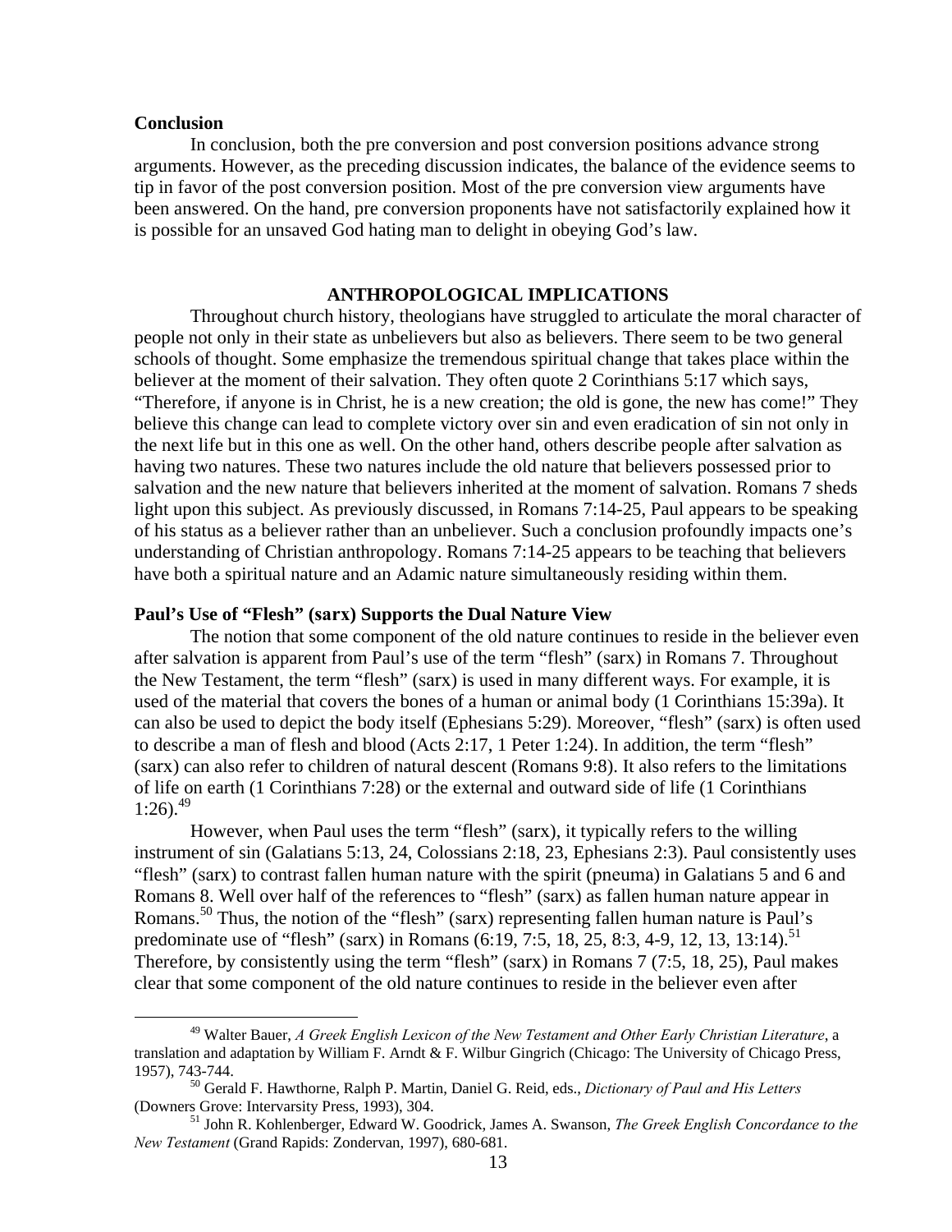**Conclusion**

In conclusion, both the pre conversion and post conversion positions advance strong arguments. However, as the preceding discussion indicates, the balance of the evidence seems to tip in favor of the post conversion position. Most of the pre conversion view arguments have been answered. On the hand, pre conversion proponents have not satisfactorily explained how it is possible for an unsaved God hating man to delight in obeying God's law.

## ANTHROPOLOGICAL IMPLICATIONS

Throughout church history, theologians have struggled to articulate the moral character of people not only in their state as unbelievers but also as believers. There seem to be two general schools of thought. Some emphasize the tremendous spiritual change that takes place within the believer at the moment of their salvation. They often quote 2 Corinthians 5:17 which says, "Therefore, if anyone is in Christ, he is a new creation; the old is gone, the new has come!" They believe this change can lead to complete victory over sin and even eradication of sin not only in the next life but in this one as well. On the other hand, others describe people after salvation as having two natures. These two natures include the old nature that believers possessed prior to salvation and the new nature that believers inherited at the moment of salvation. Romans 7 sheds light upon this subject. As previously discussed, in Romans 7:14-25, Paul appears to be speaking of his status as a believer rather than an unbeliever. Such a conclusion profoundly impacts one's understanding of Christian anthropology. Romans 7:14-25 appears to be teaching that believers have both a spiritual nature and an Adamic nature simultaneously residing within them.

**Paul's Use of "Flesh" (sarx) Supports the Dual Nature View**

The notion that some component of the old nature continues to reside in the believer even after salvation is apparent from Paul's use of the term "flesh" (sarx) in Romans 7. Throughout the New Testament, the term "flesh" (sarx) is used in many different ways. For example, it is used of the material that covers the bones of a human or animal body (1 Corinthians 15:39a). It can also be used to depict the body itself (Ephesians 5:29). Moreover, "flesh" (sarx) is often used to describe a man of flesh and blood (Acts 2:17, 1 Peter 1:24). In addition, the term "flesh" (sarx) can also refer to children of natural descent (Romans 9:8). It also refers to the limitations of life on earth (1 Corinthians 7:28) or the external and outward side of life (1 Corinthians 1:26).[49]

However, when Paul uses the term "flesh" (sarx), it typically refers to the willing instrument of sin (Galatians 5:13, 24, Colossians 2:18, 23, Ephesians 2:3). Paul consistently uses "flesh" (sarx) to contrast fallen human nature with the spirit (pneuma) in Galatians 5 and 6 and Romans 8. Well over half of the references to "flesh" (sarx) as fallen human nature appear in Romans.[50] Thus, the notion of the "flesh" (sarx) representing fallen human nature is Paul's predominate use of "flesh" (sarx) in Romans (6:19, 7:5, 18, 25, 8:3, 4-9, 12, 13, 13:14).[51] Therefore, by consistently using the term "flesh" (sarx) in Romans 7 (7:5, 18, 25), Paul makes clear that some component of the old nature continues to reside in the believer even after

---

[49] Walter Bauer, *A Greek English Lexicon of the New Testament and Other Early Christian Literature*, a translation and adaptation by William F. Arndt & F. Wilbur Gingrich (Chicago: The University of Chicago Press, 1957), 743-744.

[50] Gerald F. Hawthorne, Ralph P. Martin, Daniel G. Reid, eds., *Dictionary of Paul and His Letters* (Downers Grove: Intervarsity Press, 1993), 304.

[51] John R. Kohlenberger, Edward W. Goodrick, James A. Swanson, *The Greek English Concordance to the New Testament* (Grand Rapids: Zondervan, 1997), 680-681.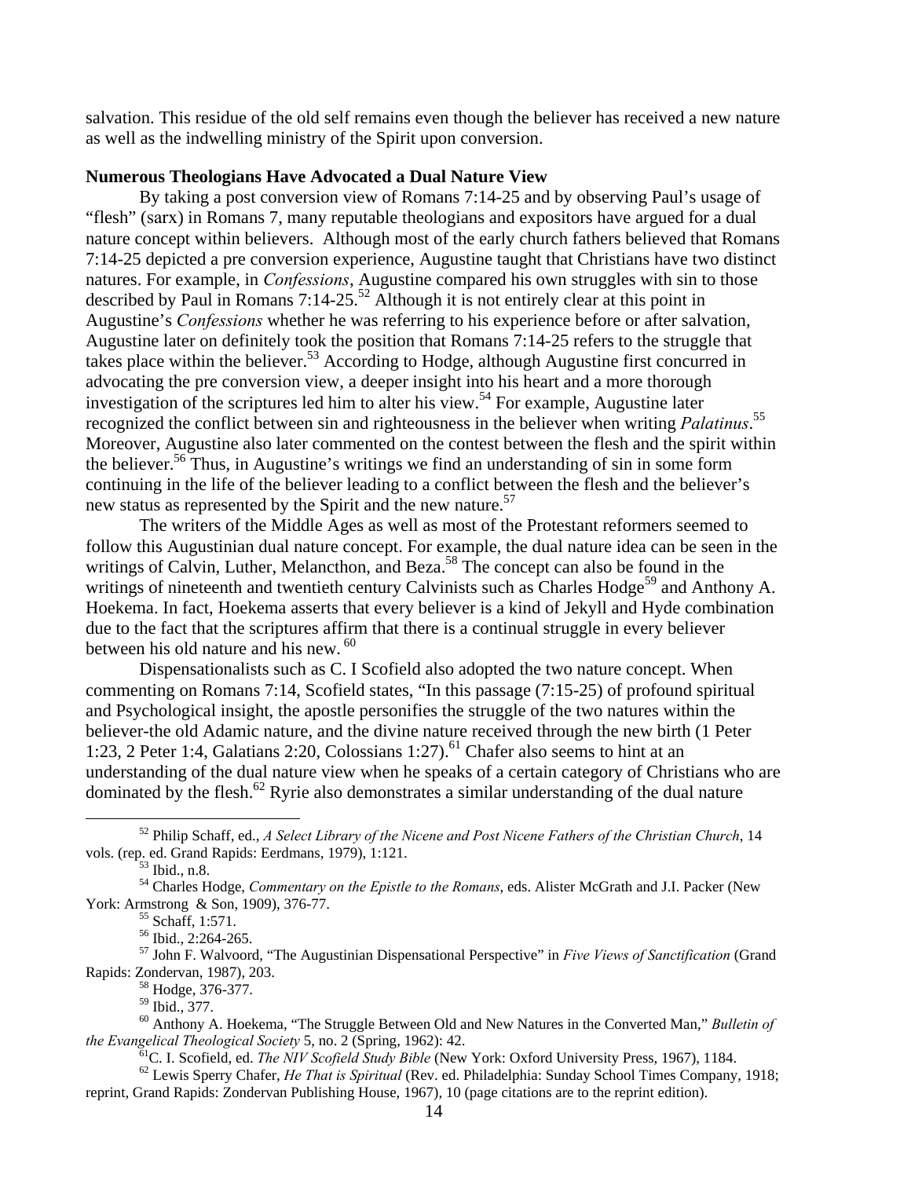salvation. This residue of the old self remains even though the believer has received a new nature as well as the indwelling ministry of the Spirit upon conversion.

**Numerous Theologians Have Advocated a Dual Nature View**

By taking a post conversion view of Romans 7:14-25 and by observing Paul's usage of "flesh" (sarx) in Romans 7, many reputable theologians and expositors have argued for a dual nature concept within believers. Although most of the early church fathers believed that Romans 7:14-25 depicted a pre conversion experience, Augustine taught that Christians have two distinct natures. For example, in *Confessions*, Augustine compared his own struggles with sin to those described by Paul in Romans 7:14-25.[52] Although it is not entirely clear at this point in Augustine's *Confessions* whether he was referring to his experience before or after salvation, Augustine later on definitely took the position that Romans 7:14-25 refers to the struggle that takes place within the believer.[53] According to Hodge, although Augustine first concurred in advocating the pre conversion view, a deeper insight into his heart and a more thorough investigation of the scriptures led him to alter his view.[54] For example, Augustine later recognized the conflict between sin and righteousness in the believer when writing *Palatinus*.[55] Moreover, Augustine also later commented on the contest between the flesh and the spirit within the believer.[56] Thus, in Augustine's writings we find an understanding of sin in some form continuing in the life of the believer leading to a conflict between the flesh and the believer's new status as represented by the Spirit and the new nature.[57]

The writers of the Middle Ages as well as most of the Protestant reformers seemed to follow this Augustinian dual nature concept. For example, the dual nature idea can be seen in the writings of Calvin, Luther, Melancthon, and Beza.[58] The concept can also be found in the writings of nineteenth and twentieth century Calvinists such as Charles Hodge[59] and Anthony A. Hoekema. In fact, Hoekema asserts that every believer is a kind of Jekyll and Hyde combination due to the fact that the scriptures affirm that there is a continual struggle in every believer between his old nature and his new. [60]

Dispensationalists such as C. I Scofield also adopted the two nature concept. When commenting on Romans 7:14, Scofield states, "In this passage (7:15-25) of profound spiritual and Psychological insight, the apostle personifies the struggle of the two natures within the believer-the old Adamic nature, and the divine nature received through the new birth (1 Peter 1:23, 2 Peter 1:4, Galatians 2:20, Colossians 1:27).[61] Chafer also seems to hint at an understanding of the dual nature view when he speaks of a certain category of Christians who are dominated by the flesh.[62] Ryrie also demonstrates a similar understanding of the dual nature

---

[52] Philip Schaff, ed., *A Select Library of the Nicene and Post Nicene Fathers of the Christian Church*, 14 vols. (rep. ed. Grand Rapids: Eerdmans, 1979), 1:121.

[53] Ibid., n.8.

[54] Charles Hodge, *Commentary on the Epistle to the Romans*, eds. Alister McGrath and J.I. Packer (New York: Armstrong & Son, 1909), 376-77.

[55] Schaff, 1:571.

[56] Ibid., 2:264-265.

[57] John F. Walvoord, "The Augustinian Dispensational Perspective" in *Five Views of Sanctification* (Grand Rapids: Zondervan, 1987), 203.

[58] Hodge, 376-377.

[59] Ibid., 377.

[60] Anthony A. Hoekema, "The Struggle Between Old and New Natures in the Converted Man," *Bulletin of the Evangelical Theological Society* 5, no. 2 (Spring, 1962): 42.

[61] C. I. Scofield, ed. *The NIV Scofield Study Bible* (New York: Oxford University Press, 1967), 1184.

[62] Lewis Sperry Chafer, *He That is Spiritual* (Rev. ed. Philadelphia: Sunday School Times Company, 1918; reprint, Grand Rapids: Zondervan Publishing House, 1967), 10 (page citations are to the reprint edition).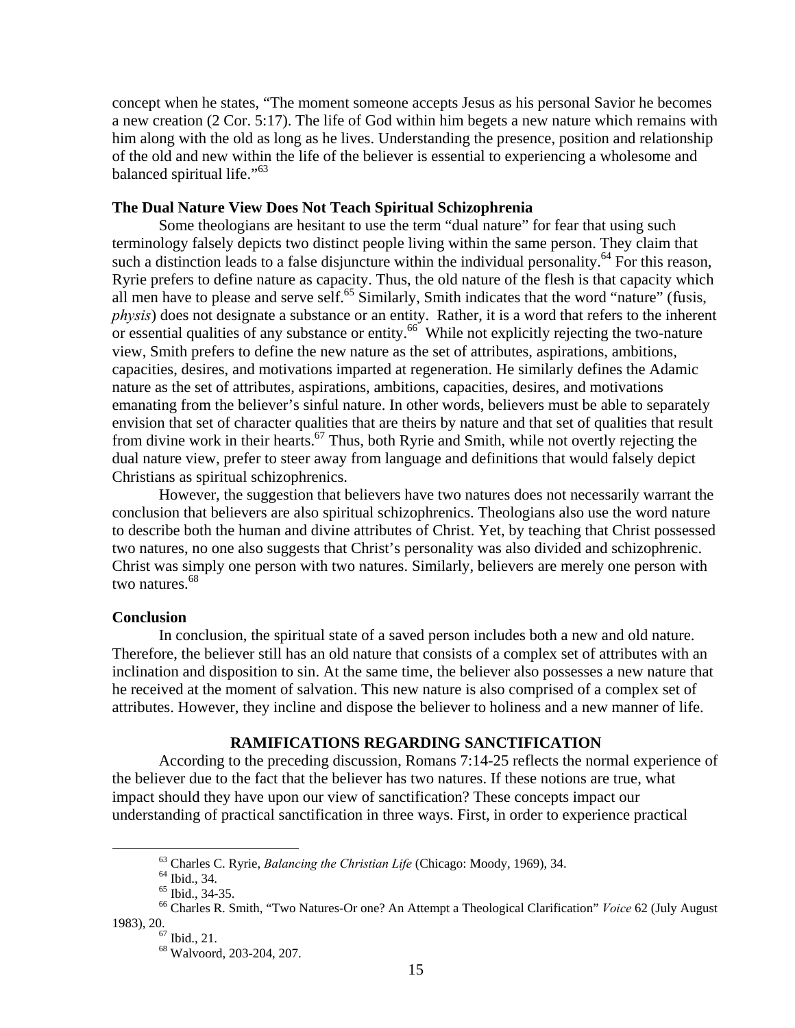concept when he states, "The moment someone accepts Jesus as his personal Savior he becomes a new creation (2 Cor. 5:17). The life of God within him begets a new nature which remains with him along with the old as long as he lives. Understanding the presence, position and relationship of the old and new within the life of the believer is essential to experiencing a wholesome and balanced spiritual life."[63]

**The Dual Nature View Does Not Teach Spiritual Schizophrenia**

Some theologians are hesitant to use the term "dual nature" for fear that using such terminology falsely depicts two distinct people living within the same person. They claim that such a distinction leads to a false disjuncture within the individual personality.[64] For this reason, Ryrie prefers to define nature as capacity. Thus, the old nature of the flesh is that capacity which all men have to please and serve self.[65] Similarly, Smith indicates that the word "nature" (fusis, *physis*) does not designate a substance or an entity. Rather, it is a word that refers to the inherent or essential qualities of any substance or entity.[66] While not explicitly rejecting the two-nature view, Smith prefers to define the new nature as the set of attributes, aspirations, ambitions, capacities, desires, and motivations imparted at regeneration. He similarly defines the Adamic nature as the set of attributes, aspirations, ambitions, capacities, desires, and motivations emanating from the believer's sinful nature. In other words, believers must be able to separately envision that set of character qualities that are theirs by nature and that set of qualities that result from divine work in their hearts.[67] Thus, both Ryrie and Smith, while not overtly rejecting the dual nature view, prefer to steer away from language and definitions that would falsely depict Christians as spiritual schizophrenics.

However, the suggestion that believers have two natures does not necessarily warrant the conclusion that believers are also spiritual schizophrenics. Theologians also use the word nature to describe both the human and divine attributes of Christ. Yet, by teaching that Christ possessed two natures, no one also suggests that Christ's personality was also divided and schizophrenic. Christ was simply one person with two natures. Similarly, believers are merely one person with two natures.[68]

**Conclusion**

In conclusion, the spiritual state of a saved person includes both a new and old nature. Therefore, the believer still has an old nature that consists of a complex set of attributes with an inclination and disposition to sin. At the same time, the believer also possesses a new nature that he received at the moment of salvation. This new nature is also comprised of a complex set of attributes. However, they incline and dispose the believer to holiness and a new manner of life.

## RAMIFICATIONS REGARDING SANCTIFICATION

According to the preceding discussion, Romans 7:14-25 reflects the normal experience of the believer due to the fact that the believer has two natures. If these notions are true, what impact should they have upon our view of sanctification? These concepts impact our understanding of practical sanctification in three ways. First, in order to experience practical

---

[63] Charles C. Ryrie, *Balancing the Christian Life* (Chicago: Moody, 1969), 34.
[64] Ibid., 34.
[65] Ibid., 34-35.
[66] Charles R. Smith, "Two Natures-Or one? An Attempt a Theological Clarification" *Voice* 62 (July August 1983), 20.
[67] Ibid., 21.
[68] Walvoord, 203-204, 207.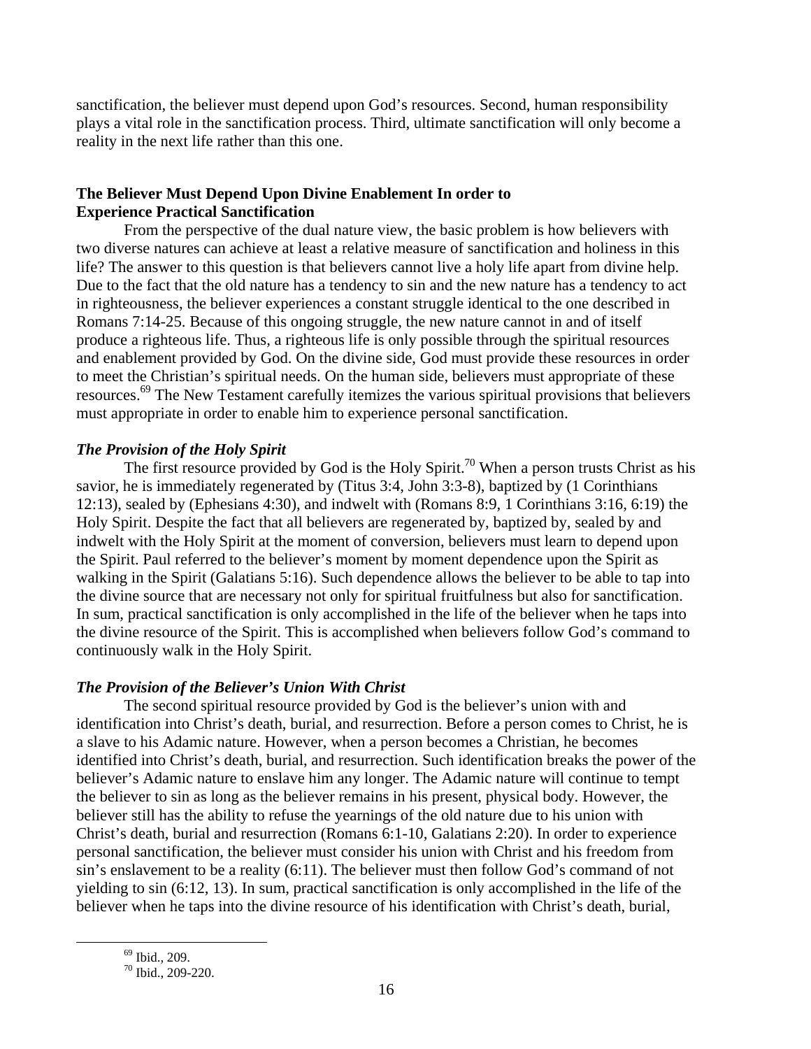sanctification, the believer must depend upon God's resources. Second, human responsibility plays a vital role in the sanctification process. Third, ultimate sanctification will only become a reality in the next life rather than this one.

**The Believer Must Depend Upon Divine Enablement In order to Experience Practical Sanctification**

From the perspective of the dual nature view, the basic problem is how believers with two diverse natures can achieve at least a relative measure of sanctification and holiness in this life? The answer to this question is that believers cannot live a holy life apart from divine help. Due to the fact that the old nature has a tendency to sin and the new nature has a tendency to act in righteousness, the believer experiences a constant struggle identical to the one described in Romans 7:14-25. Because of this ongoing struggle, the new nature cannot in and of itself produce a righteous life. Thus, a righteous life is only possible through the spiritual resources and enablement provided by God. On the divine side, God must provide these resources in order to meet the Christian's spiritual needs. On the human side, believers must appropriate of these resources.[69] The New Testament carefully itemizes the various spiritual provisions that believers must appropriate in order to enable him to experience personal sanctification.

***The Provision of the Holy Spirit***

The first resource provided by God is the Holy Spirit.[70] When a person trusts Christ as his savior, he is immediately regenerated by (Titus 3:4, John 3:3-8), baptized by (1 Corinthians 12:13), sealed by (Ephesians 4:30), and indwelt with (Romans 8:9, 1 Corinthians 3:16, 6:19) the Holy Spirit. Despite the fact that all believers are regenerated by, baptized by, sealed by and indwelt with the Holy Spirit at the moment of conversion, believers must learn to depend upon the Spirit. Paul referred to the believer's moment by moment dependence upon the Spirit as walking in the Spirit (Galatians 5:16). Such dependence allows the believer to be able to tap into the divine source that are necessary not only for spiritual fruitfulness but also for sanctification. In sum, practical sanctification is only accomplished in the life of the believer when he taps into the divine resource of the Spirit. This is accomplished when believers follow God's command to continuously walk in the Holy Spirit.

***The Provision of the Believer's Union With Christ***

The second spiritual resource provided by God is the believer's union with and identification into Christ's death, burial, and resurrection. Before a person comes to Christ, he is a slave to his Adamic nature. However, when a person becomes a Christian, he becomes identified into Christ's death, burial, and resurrection. Such identification breaks the power of the believer's Adamic nature to enslave him any longer. The Adamic nature will continue to tempt the believer to sin as long as the believer remains in his present, physical body. However, the believer still has the ability to refuse the yearnings of the old nature due to his union with Christ's death, burial and resurrection (Romans 6:1-10, Galatians 2:20). In order to experience personal sanctification, the believer must consider his union with Christ and his freedom from sin's enslavement to be a reality (6:11). The believer must then follow God's command of not yielding to sin (6:12, 13). In sum, practical sanctification is only accomplished in the life of the believer when he taps into the divine resource of his identification with Christ's death, burial,

---

[69] Ibid., 209.

[70] Ibid., 209-220.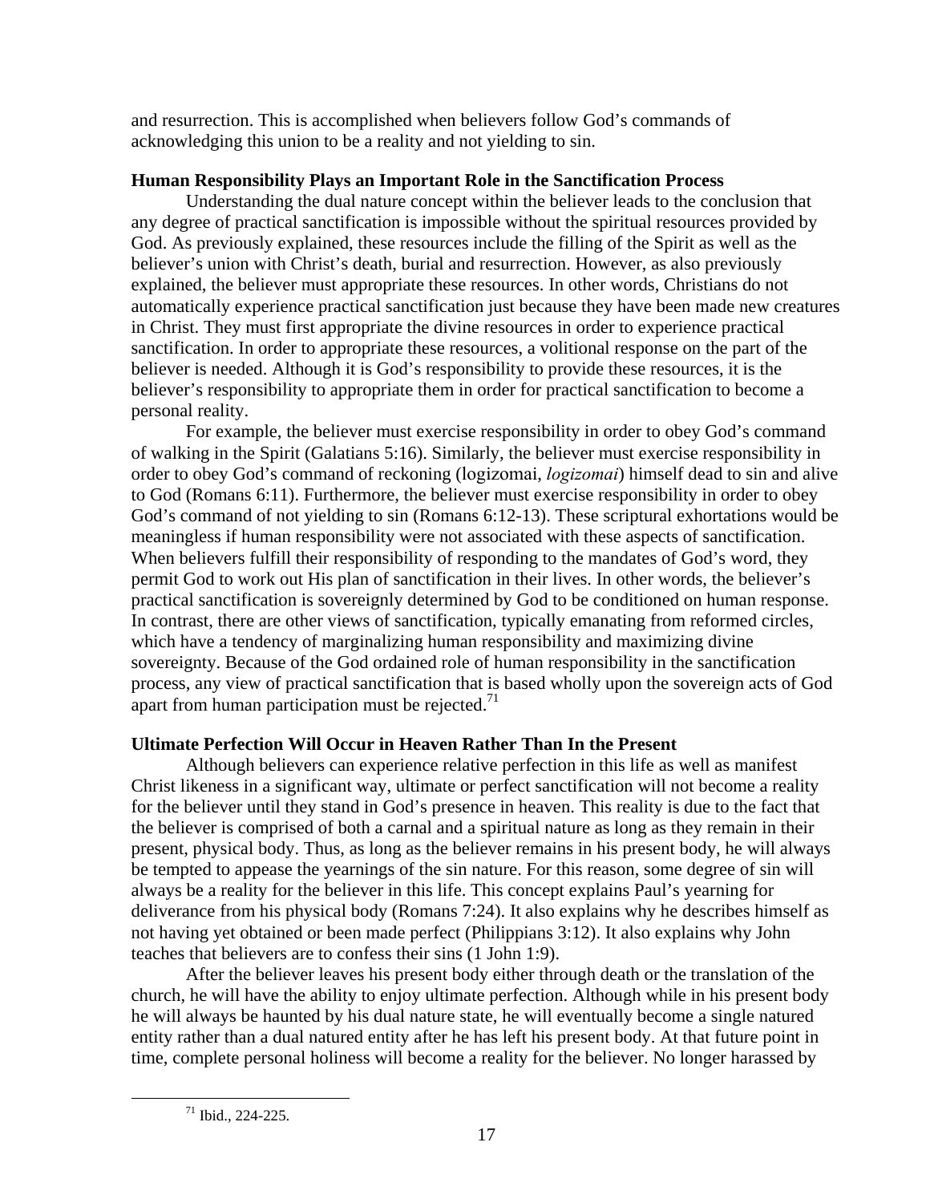and resurrection. This is accomplished when believers follow God's commands of acknowledging this union to be a reality and not yielding to sin.

**Human Responsibility Plays an Important Role in the Sanctification Process**

Understanding the dual nature concept within the believer leads to the conclusion that any degree of practical sanctification is impossible without the spiritual resources provided by God. As previously explained, these resources include the filling of the Spirit as well as the believer's union with Christ's death, burial and resurrection. However, as also previously explained, the believer must appropriate these resources. In other words, Christians do not automatically experience practical sanctification just because they have been made new creatures in Christ. They must first appropriate the divine resources in order to experience practical sanctification. In order to appropriate these resources, a volitional response on the part of the believer is needed. Although it is God's responsibility to provide these resources, it is the believer's responsibility to appropriate them in order for practical sanctification to become a personal reality.

For example, the believer must exercise responsibility in order to obey God's command of walking in the Spirit (Galatians 5:16). Similarly, the believer must exercise responsibility in order to obey God's command of reckoning (logizomai, *logizomai*) himself dead to sin and alive to God (Romans 6:11). Furthermore, the believer must exercise responsibility in order to obey God's command of not yielding to sin (Romans 6:12-13). These scriptural exhortations would be meaningless if human responsibility were not associated with these aspects of sanctification. When believers fulfill their responsibility of responding to the mandates of God's word, they permit God to work out His plan of sanctification in their lives. In other words, the believer's practical sanctification is sovereignly determined by God to be conditioned on human response. In contrast, there are other views of sanctification, typically emanating from reformed circles, which have a tendency of marginalizing human responsibility and maximizing divine sovereignty. Because of the God ordained role of human responsibility in the sanctification process, any view of practical sanctification that is based wholly upon the sovereign acts of God apart from human participation must be rejected.[71]

**Ultimate Perfection Will Occur in Heaven Rather Than In the Present**

Although believers can experience relative perfection in this life as well as manifest Christ likeness in a significant way, ultimate or perfect sanctification will not become a reality for the believer until they stand in God's presence in heaven. This reality is due to the fact that the believer is comprised of both a carnal and a spiritual nature as long as they remain in their present, physical body. Thus, as long as the believer remains in his present body, he will always be tempted to appease the yearnings of the sin nature. For this reason, some degree of sin will always be a reality for the believer in this life. This concept explains Paul's yearning for deliverance from his physical body (Romans 7:24). It also explains why he describes himself as not having yet obtained or been made perfect (Philippians 3:12). It also explains why John teaches that believers are to confess their sins (1 John 1:9).

After the believer leaves his present body either through death or the translation of the church, he will have the ability to enjoy ultimate perfection. Although while in his present body he will always be haunted by his dual nature state, he will eventually become a single natured entity rather than a dual natured entity after he has left his present body. At that future point in time, complete personal holiness will become a reality for the believer. No longer harassed by

[71] Ibid., 224-225.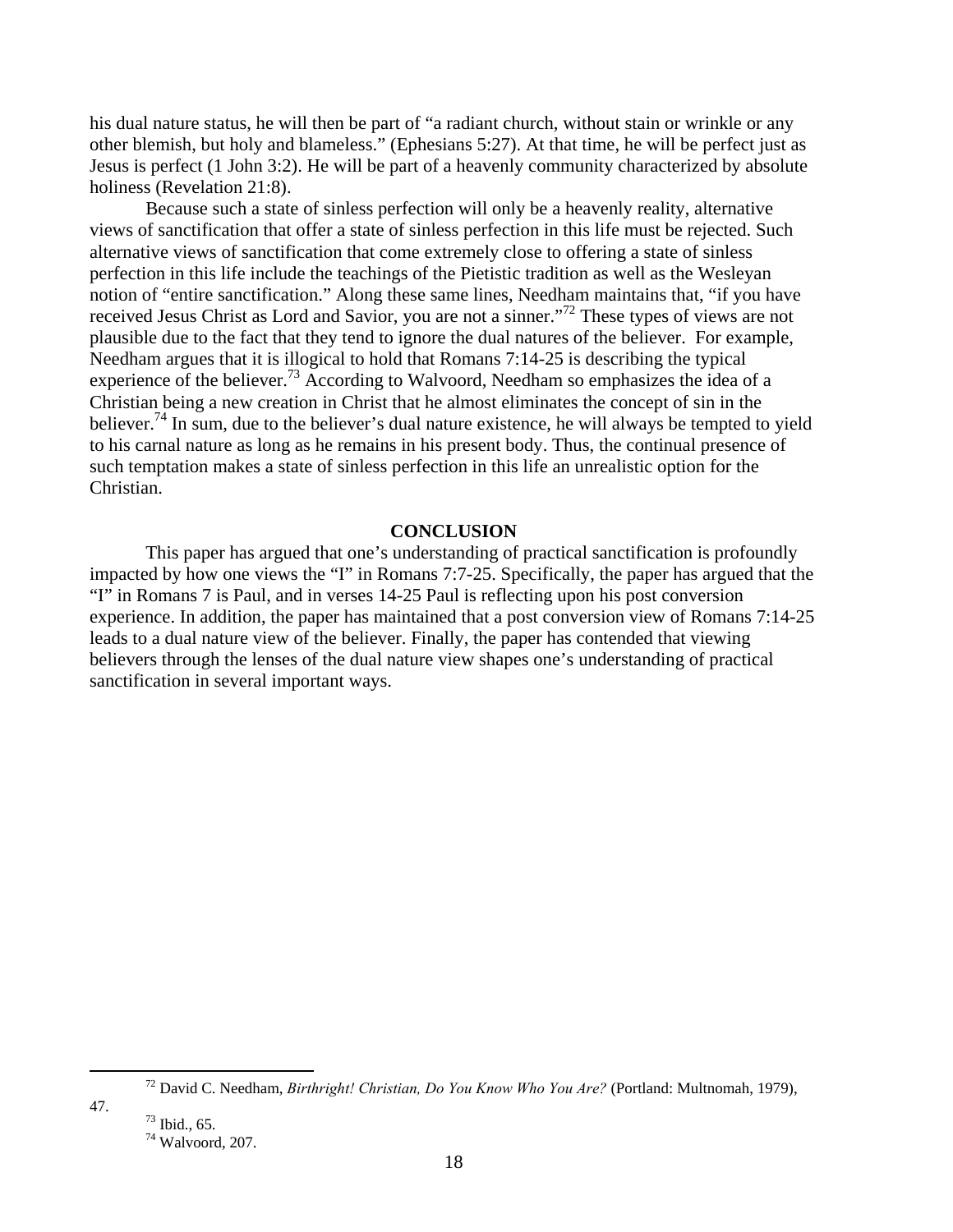his dual nature status, he will then be part of "a radiant church, without stain or wrinkle or any other blemish, but holy and blameless." (Ephesians 5:27). At that time, he will be perfect just as Jesus is perfect (1 John 3:2). He will be part of a heavenly community characterized by absolute holiness (Revelation 21:8).

Because such a state of sinless perfection will only be a heavenly reality, alternative views of sanctification that offer a state of sinless perfection in this life must be rejected. Such alternative views of sanctification that come extremely close to offering a state of sinless perfection in this life include the teachings of the Pietistic tradition as well as the Wesleyan notion of "entire sanctification." Along these same lines, Needham maintains that, "if you have received Jesus Christ as Lord and Savior, you are not a sinner."[72] These types of views are not plausible due to the fact that they tend to ignore the dual natures of the believer. For example, Needham argues that it is illogical to hold that Romans 7:14-25 is describing the typical experience of the believer.[73] According to Walvoord, Needham so emphasizes the idea of a Christian being a new creation in Christ that he almost eliminates the concept of sin in the believer.[74] In sum, due to the believer's dual nature existence, he will always be tempted to yield to his carnal nature as long as he remains in his present body. Thus, the continual presence of such temptation makes a state of sinless perfection in this life an unrealistic option for the Christian.

## CONCLUSION

This paper has argued that one's understanding of practical sanctification is profoundly impacted by how one views the "I" in Romans 7:7-25. Specifically, the paper has argued that the "I" in Romans 7 is Paul, and in verses 14-25 Paul is reflecting upon his post conversion experience. In addition, the paper has maintained that a post conversion view of Romans 7:14-25 leads to a dual nature view of the believer. Finally, the paper has contended that viewing believers through the lenses of the dual nature view shapes one's understanding of practical sanctification in several important ways.

---

[72] David C. Needham, *Birthright! Christian, Do You Know Who You Are?* (Portland: Multnomah, 1979), 47.

[73] Ibid., 65.

[74] Walvoord, 207.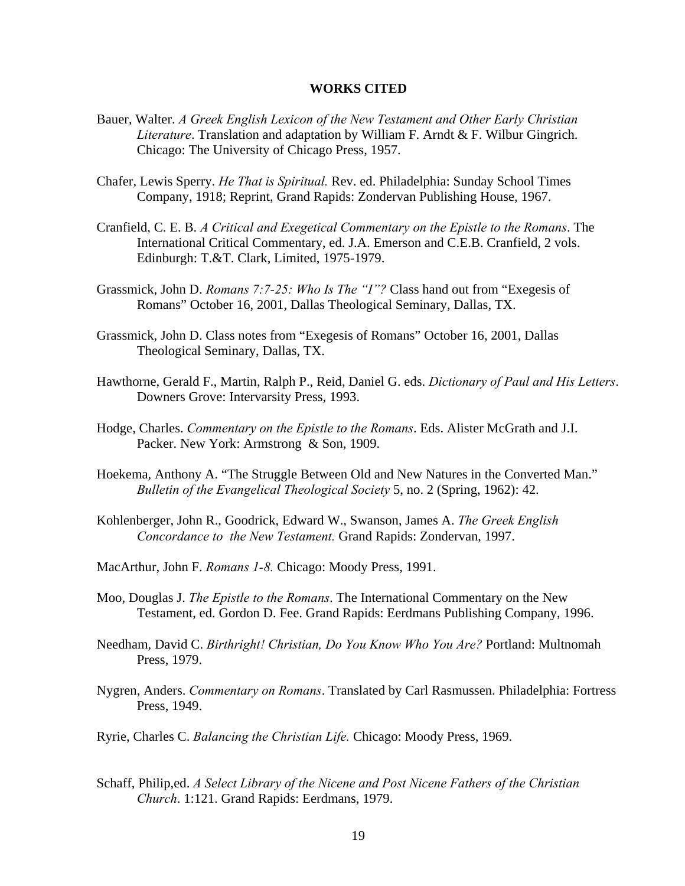**WORKS CITED**

Bauer, Walter. *A Greek English Lexicon of the New Testament and Other Early Christian Literature*. Translation and adaptation by William F. Arndt & F. Wilbur Gingrich. Chicago: The University of Chicago Press, 1957.

Chafer, Lewis Sperry. *He That is Spiritual.* Rev. ed. Philadelphia: Sunday School Times Company, 1918; Reprint, Grand Rapids: Zondervan Publishing House, 1967.

Cranfield, C. E. B. *A Critical and Exegetical Commentary on the Epistle to the Romans*. The International Critical Commentary, ed. J.A. Emerson and C.E.B. Cranfield, 2 vols. Edinburgh: T.&T. Clark, Limited, 1975-1979.

Grassmick, John D. *Romans 7:7-25: Who Is The "I"?* Class hand out from "Exegesis of Romans" October 16, 2001, Dallas Theological Seminary, Dallas, TX.

Grassmick, John D. Class notes from "Exegesis of Romans" October 16, 2001, Dallas Theological Seminary, Dallas, TX.

Hawthorne, Gerald F., Martin, Ralph P., Reid, Daniel G. eds. *Dictionary of Paul and His Letters*. Downers Grove: Intervarsity Press, 1993.

Hodge, Charles. *Commentary on the Epistle to the Romans*. Eds. Alister McGrath and J.I. Packer. New York: Armstrong & Son, 1909.

Hoekema, Anthony A. "The Struggle Between Old and New Natures in the Converted Man." *Bulletin of the Evangelical Theological Society* 5, no. 2 (Spring, 1962): 42.

Kohlenberger, John R., Goodrick, Edward W., Swanson, James A. *The Greek English Concordance to the New Testament.* Grand Rapids: Zondervan, 1997.

MacArthur, John F. *Romans 1-8.* Chicago: Moody Press, 1991.

Moo, Douglas J. *The Epistle to the Romans*. The International Commentary on the New Testament, ed. Gordon D. Fee. Grand Rapids: Eerdmans Publishing Company, 1996.

Needham, David C. *Birthright! Christian, Do You Know Who You Are?* Portland: Multnomah Press, 1979.

Nygren, Anders. *Commentary on Romans*. Translated by Carl Rasmussen. Philadelphia: Fortress Press, 1949.

Ryrie, Charles C. *Balancing the Christian Life.* Chicago: Moody Press, 1969.

Schaff, Philip,ed. *A Select Library of the Nicene and Post Nicene Fathers of the Christian Church*. 1:121. Grand Rapids: Eerdmans, 1979.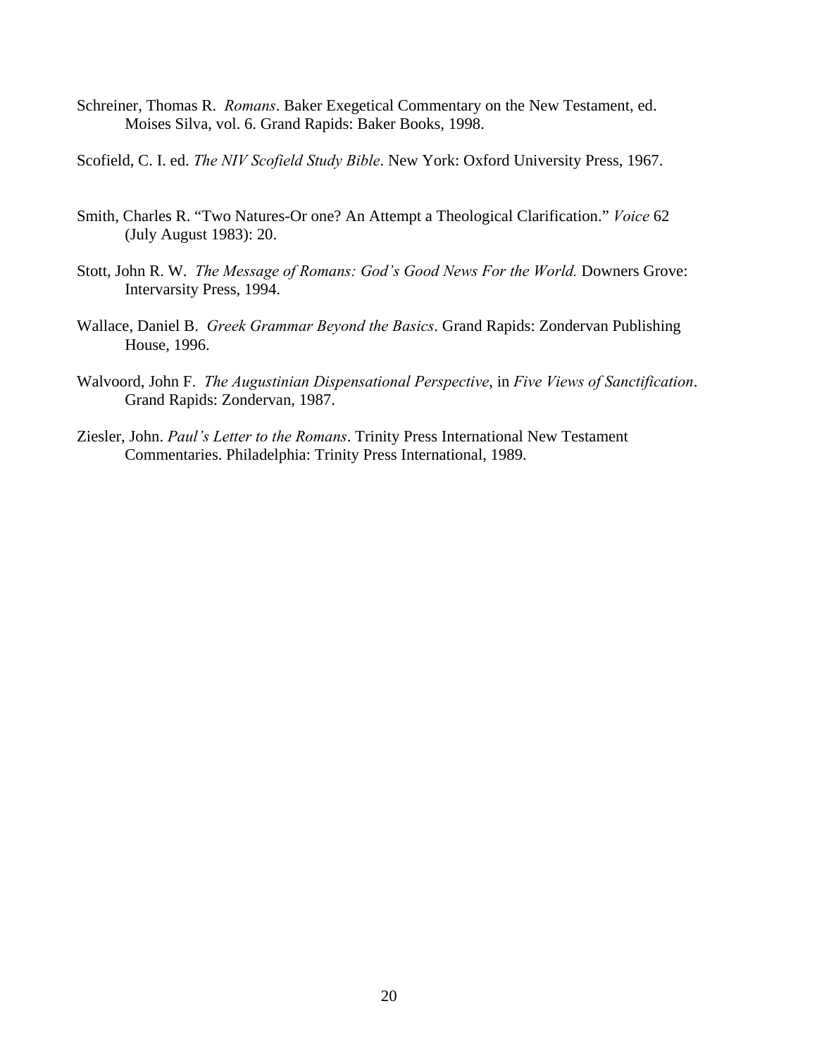Schreiner, Thomas R. *Romans*. Baker Exegetical Commentary on the New Testament, ed. Moises Silva, vol. 6. Grand Rapids: Baker Books, 1998.

Scofield, C. I. ed. *The NIV Scofield Study Bible*. New York: Oxford University Press, 1967.

Smith, Charles R. "Two Natures-Or one? An Attempt a Theological Clarification." *Voice* 62 (July August 1983): 20.

Stott, John R. W. *The Message of Romans: God's Good News For the World.* Downers Grove: Intervarsity Press, 1994.

Wallace, Daniel B. *Greek Grammar Beyond the Basics*. Grand Rapids: Zondervan Publishing House, 1996.

Walvoord, John F. *The Augustinian Dispensational Perspective*, in *Five Views of Sanctification*. Grand Rapids: Zondervan, 1987.

Ziesler, John. *Paul's Letter to the Romans*. Trinity Press International New Testament Commentaries. Philadelphia: Trinity Press International, 1989.